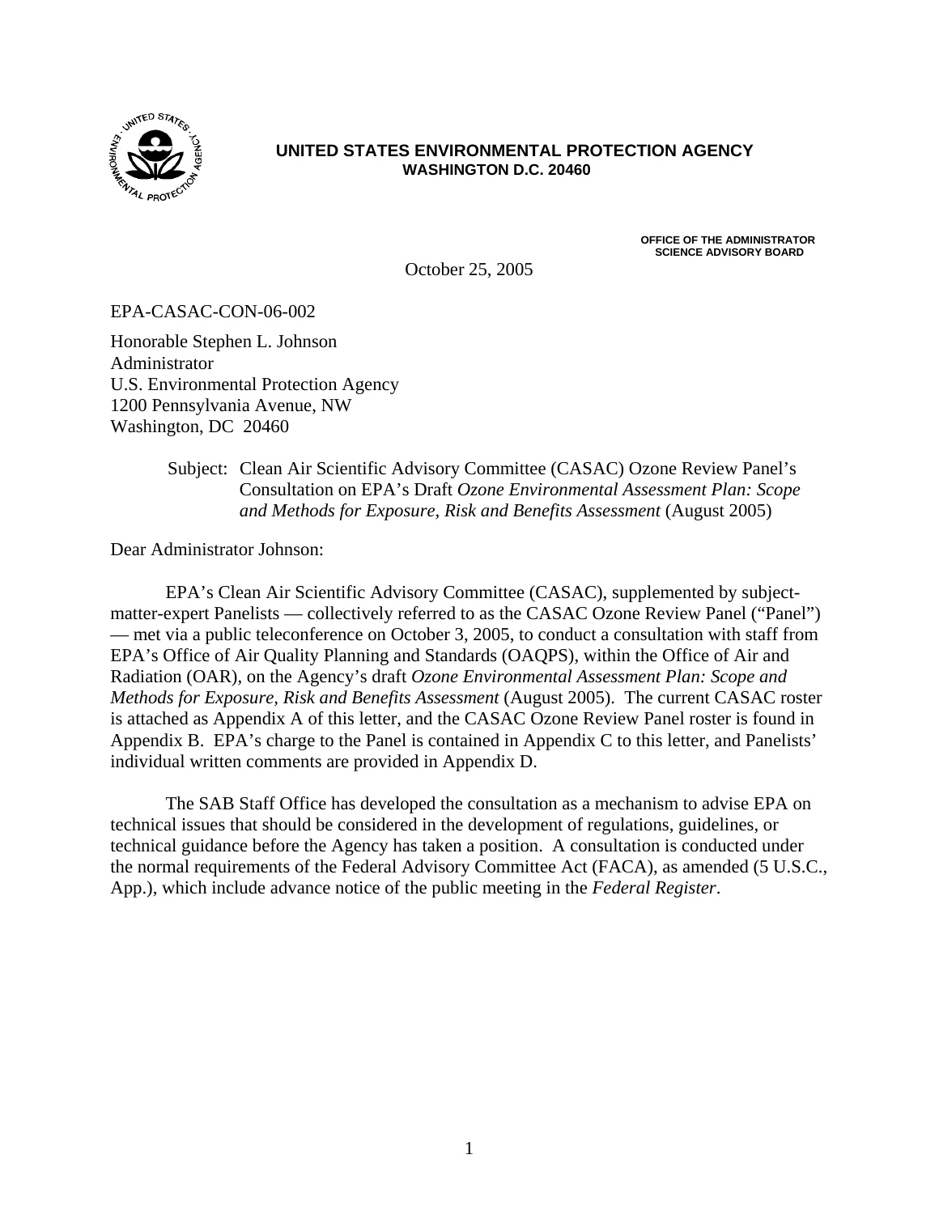**UNITED STATES ENVIRONMENTAL PROTECTION AGENCY**
**WASHINGTON D.C. 20460**

**OFFICE OF THE ADMINISTRATOR**
**SCIENCE ADVISORY BOARD**

October 25, 2005

EPA-CASAC-CON-06-002

Honorable Stephen L. Johnson
Administrator
U.S. Environmental Protection Agency
1200 Pennsylvania Avenue, NW
Washington, DC 20460

Subject: Clean Air Scientific Advisory Committee (CASAC) Ozone Review Panel's Consultation on EPA's Draft *Ozone Environmental Assessment Plan: Scope and Methods for Exposure, Risk and Benefits Assessment* (August 2005)

Dear Administrator Johnson:

EPA's Clean Air Scientific Advisory Committee (CASAC), supplemented by subject-matter-expert Panelists — collectively referred to as the CASAC Ozone Review Panel ("Panel") — met via a public teleconference on October 3, 2005, to conduct a consultation with staff from EPA's Office of Air Quality Planning and Standards (OAQPS), within the Office of Air and Radiation (OAR), on the Agency's draft *Ozone Environmental Assessment Plan: Scope and Methods for Exposure, Risk and Benefits Assessment* (August 2005). The current CASAC roster is attached as Appendix A of this letter, and the CASAC Ozone Review Panel roster is found in Appendix B. EPA's charge to the Panel is contained in Appendix C to this letter, and Panelists' individual written comments are provided in Appendix D.

The SAB Staff Office has developed the consultation as a mechanism to advise EPA on technical issues that should be considered in the development of regulations, guidelines, or technical guidance before the Agency has taken a position. A consultation is conducted under the normal requirements of the Federal Advisory Committee Act (FACA), as amended (5 U.S.C., App.), which include advance notice of the public meeting in the *Federal Register*.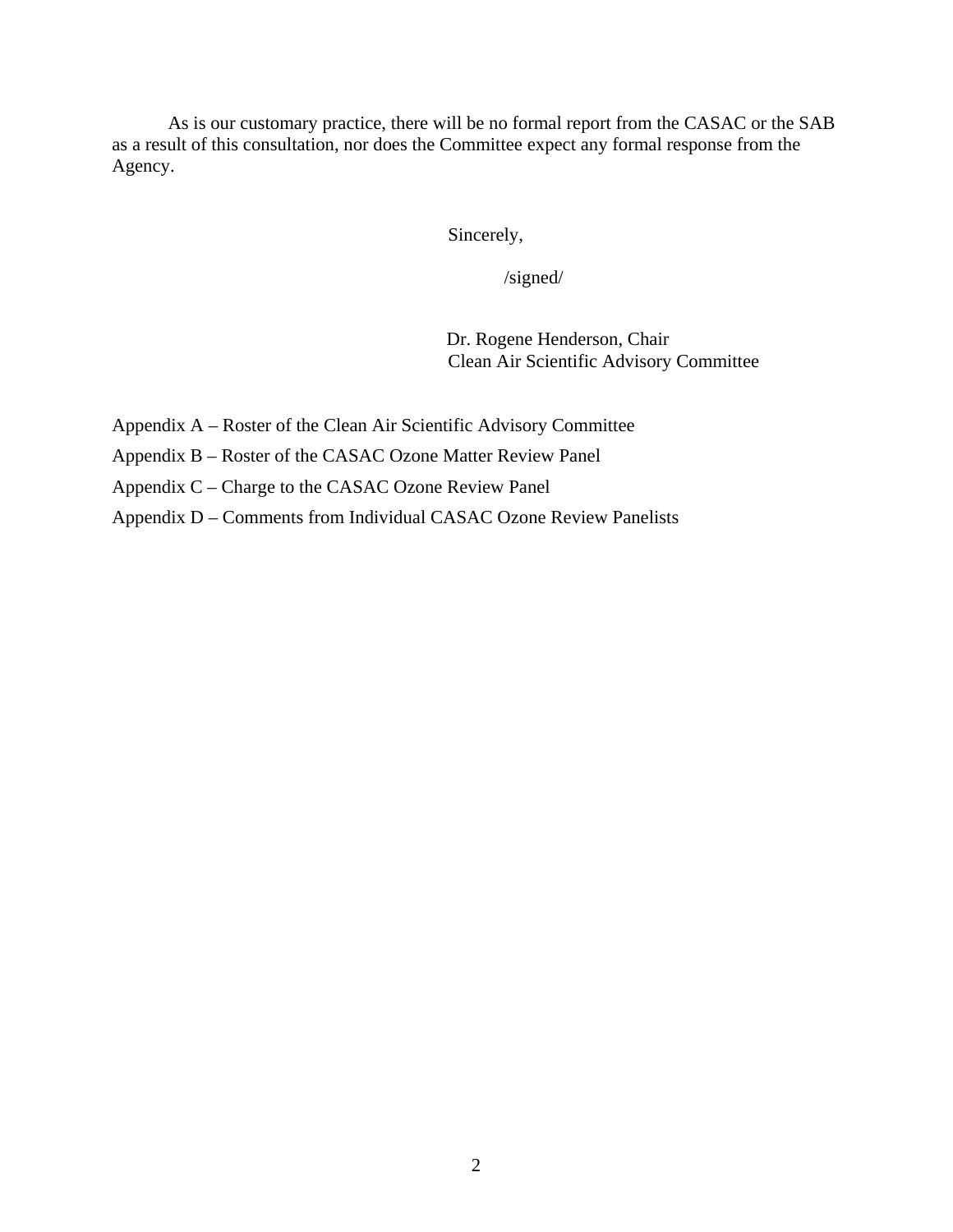As is our customary practice, there will be no formal report from the CASAC or the SAB as a result of this consultation, nor does the Committee expect any formal response from the Agency.

Sincerely,

/signed/

Dr. Rogene Henderson, Chair  
Clean Air Scientific Advisory Committee

Appendix A – Roster of the Clean Air Scientific Advisory Committee

Appendix B – Roster of the CASAC Ozone Matter Review Panel

Appendix C – Charge to the CASAC Ozone Review Panel

Appendix D – Comments from Individual CASAC Ozone Review Panelists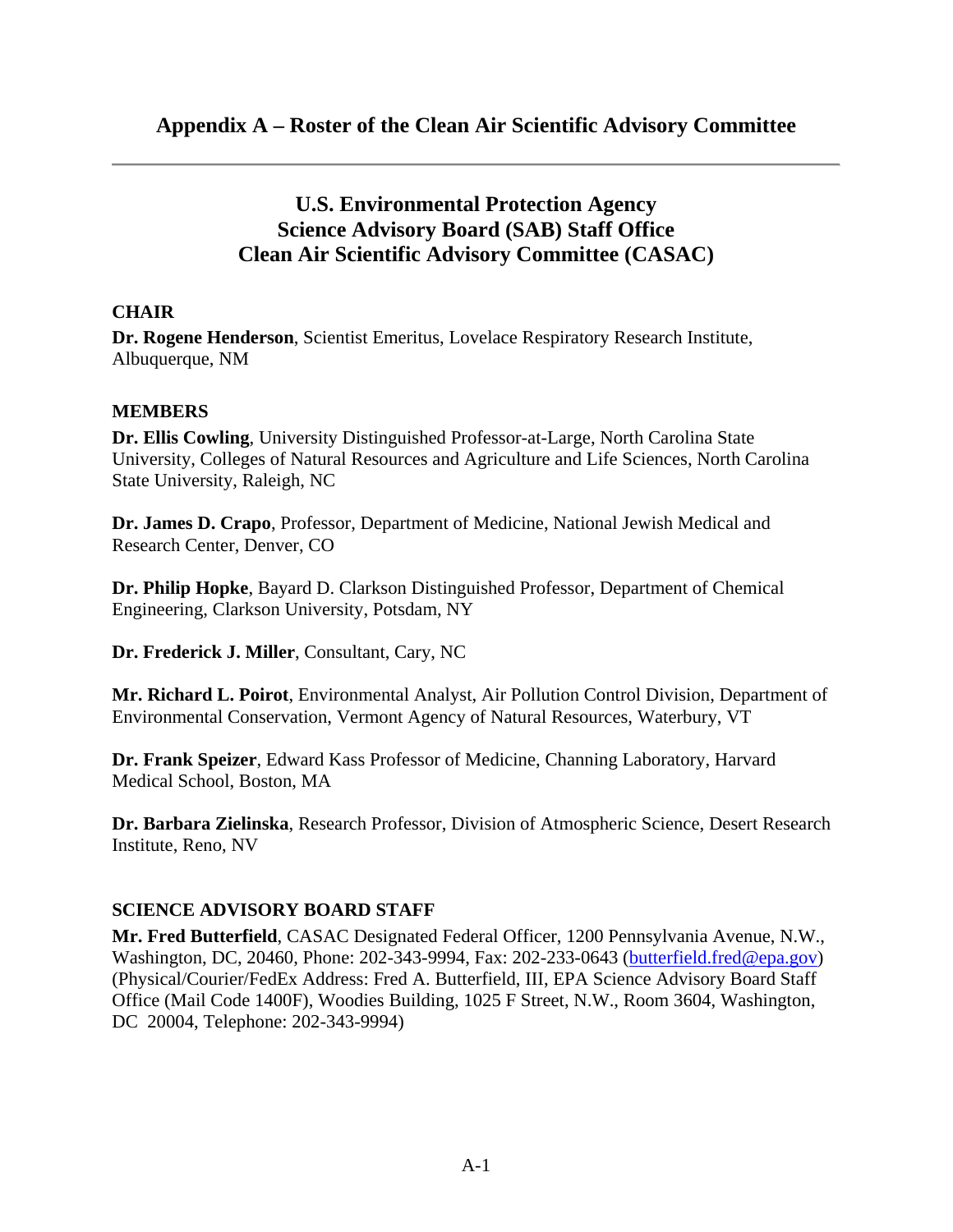## Appendix A – Roster of the Clean Air Scientific Advisory Committee

---

### U.S. Environmental Protection Agency
### Science Advisory Board (SAB) Staff Office
### Clean Air Scientific Advisory Committee (CASAC)

**CHAIR**

**Dr. Rogene Henderson**, Scientist Emeritus, Lovelace Respiratory Research Institute, Albuquerque, NM

**MEMBERS**

**Dr. Ellis Cowling**, University Distinguished Professor-at-Large, North Carolina State University, Colleges of Natural Resources and Agriculture and Life Sciences, North Carolina State University, Raleigh, NC

**Dr. James D. Crapo**, Professor, Department of Medicine, National Jewish Medical and Research Center, Denver, CO

**Dr. Philip Hopke**, Bayard D. Clarkson Distinguished Professor, Department of Chemical Engineering, Clarkson University, Potsdam, NY

**Dr. Frederick J. Miller**, Consultant, Cary, NC

**Mr. Richard L. Poirot**, Environmental Analyst, Air Pollution Control Division, Department of Environmental Conservation, Vermont Agency of Natural Resources, Waterbury, VT

**Dr. Frank Speizer**, Edward Kass Professor of Medicine, Channing Laboratory, Harvard Medical School, Boston, MA

**Dr. Barbara Zielinska**, Research Professor, Division of Atmospheric Science, Desert Research Institute, Reno, NV

**SCIENCE ADVISORY BOARD STAFF**

**Mr. Fred Butterfield**, CASAC Designated Federal Officer, 1200 Pennsylvania Avenue, N.W., Washington, DC, 20460, Phone: 202-343-9994, Fax: 202-233-0643 (butterfield.fred@epa.gov) (Physical/Courier/FedEx Address: Fred A. Butterfield, III, EPA Science Advisory Board Staff Office (Mail Code 1400F), Woodies Building, 1025 F Street, N.W., Room 3604, Washington, DC 20004, Telephone: 202-343-9994)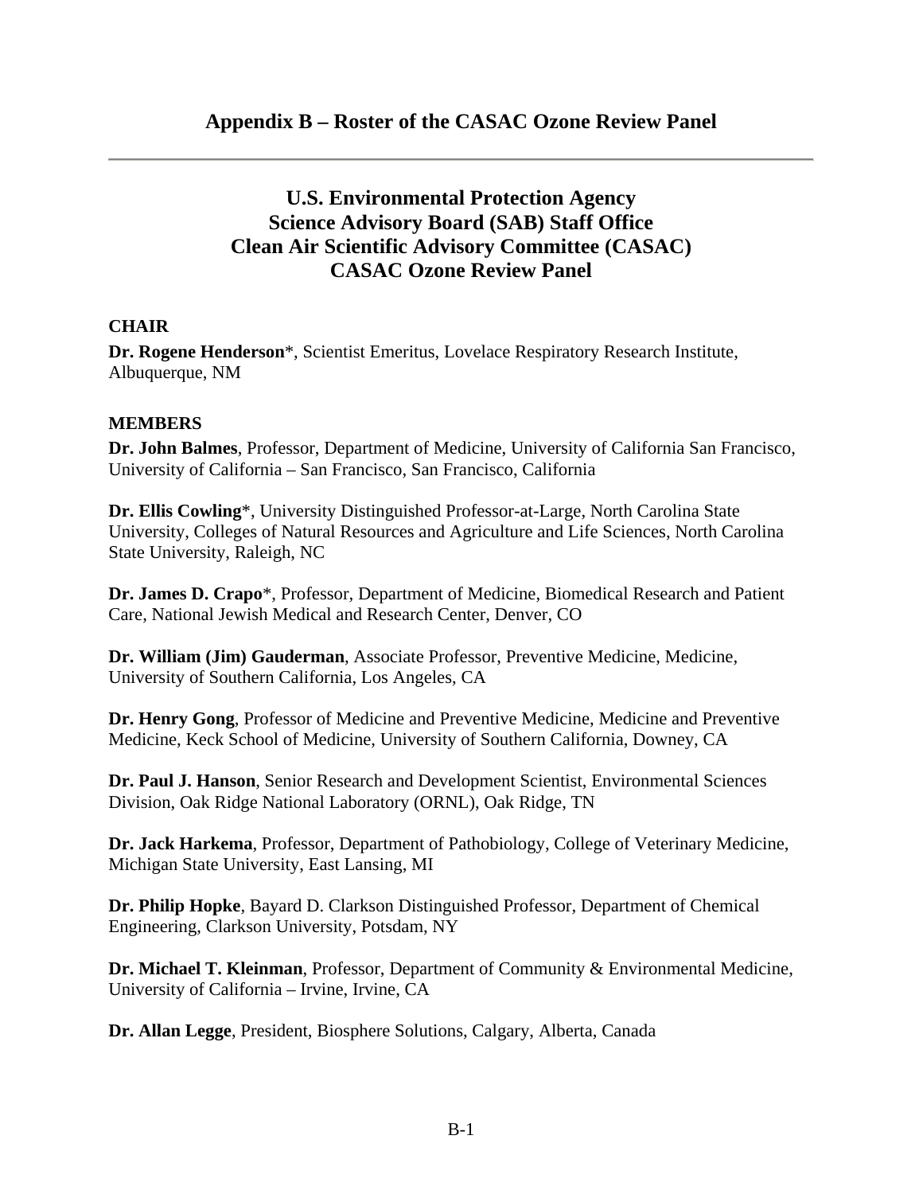## Appendix B – Roster of the CASAC Ozone Review Panel

---

### U.S. Environmental Protection Agency
### Science Advisory Board (SAB) Staff Office
### Clean Air Scientific Advisory Committee (CASAC)
### CASAC Ozone Review Panel

**CHAIR**

**Dr. Rogene Henderson***, Scientist Emeritus, Lovelace Respiratory Research Institute, Albuquerque, NM

**MEMBERS**

**Dr. John Balmes**, Professor, Department of Medicine, University of California San Francisco, University of California – San Francisco, San Francisco, California

**Dr. Ellis Cowling***, University Distinguished Professor-at-Large, North Carolina State University, Colleges of Natural Resources and Agriculture and Life Sciences, North Carolina State University, Raleigh, NC

**Dr. James D. Crapo***, Professor, Department of Medicine, Biomedical Research and Patient Care, National Jewish Medical and Research Center, Denver, CO

**Dr. William (Jim) Gauderman**, Associate Professor, Preventive Medicine, Medicine, University of Southern California, Los Angeles, CA

**Dr. Henry Gong**, Professor of Medicine and Preventive Medicine, Medicine and Preventive Medicine, Keck School of Medicine, University of Southern California, Downey, CA

**Dr. Paul J. Hanson**, Senior Research and Development Scientist, Environmental Sciences Division, Oak Ridge National Laboratory (ORNL), Oak Ridge, TN

**Dr. Jack Harkema**, Professor, Department of Pathobiology, College of Veterinary Medicine, Michigan State University, East Lansing, MI

**Dr. Philip Hopke**, Bayard D. Clarkson Distinguished Professor, Department of Chemical Engineering, Clarkson University, Potsdam, NY

**Dr. Michael T. Kleinman**, Professor, Department of Community & Environmental Medicine, University of California – Irvine, Irvine, CA

**Dr. Allan Legge**, President, Biosphere Solutions, Calgary, Alberta, Canada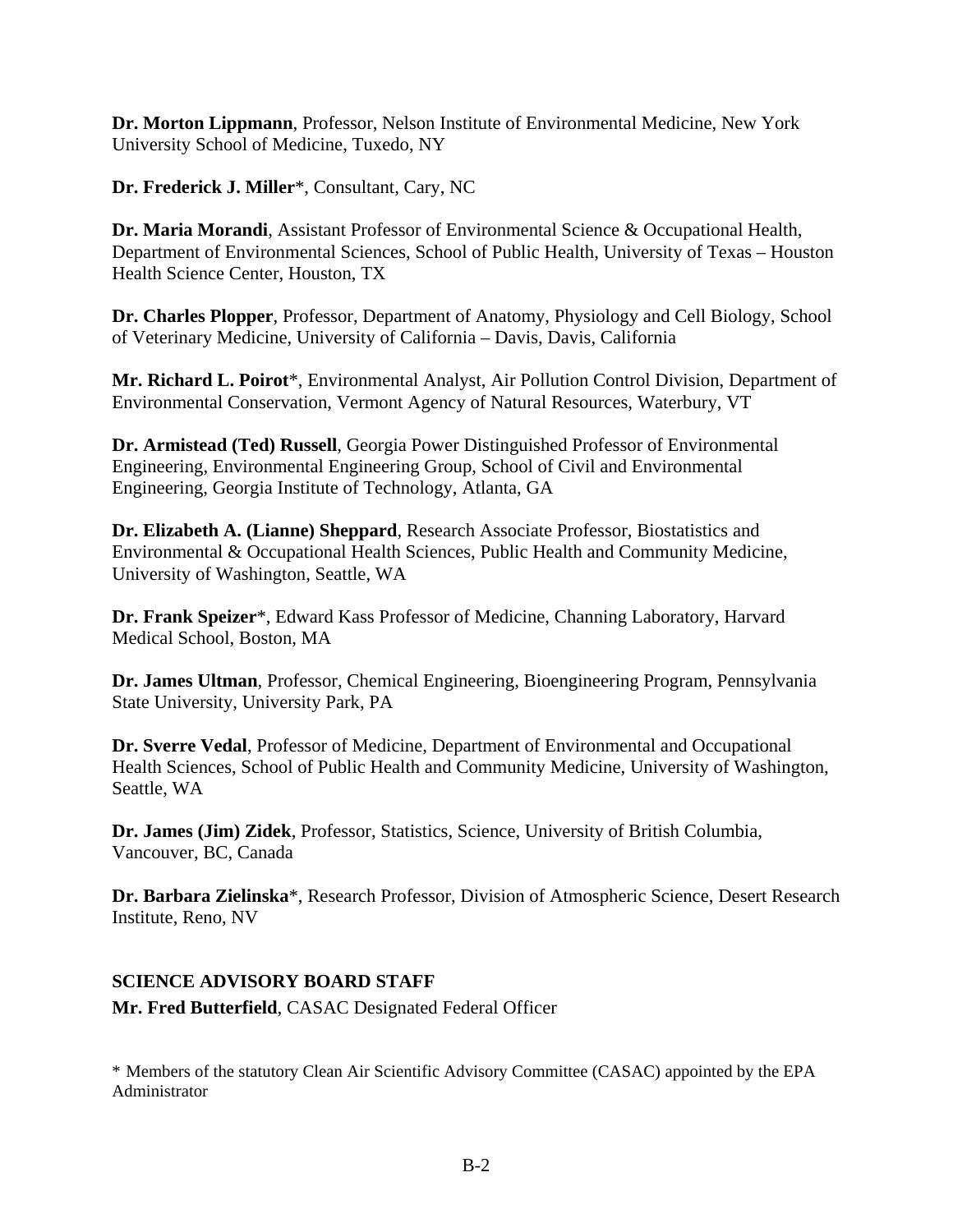**Dr. Morton Lippmann**, Professor, Nelson Institute of Environmental Medicine, New York University School of Medicine, Tuxedo, NY

**Dr. Frederick J. Miller***, Consultant, Cary, NC

**Dr. Maria Morandi**, Assistant Professor of Environmental Science & Occupational Health, Department of Environmental Sciences, School of Public Health, University of Texas – Houston Health Science Center, Houston, TX

**Dr. Charles Plopper**, Professor, Department of Anatomy, Physiology and Cell Biology, School of Veterinary Medicine, University of California – Davis, Davis, California

**Mr. Richard L. Poirot***, Environmental Analyst, Air Pollution Control Division, Department of Environmental Conservation, Vermont Agency of Natural Resources, Waterbury, VT

**Dr. Armistead (Ted) Russell**, Georgia Power Distinguished Professor of Environmental Engineering, Environmental Engineering Group, School of Civil and Environmental Engineering, Georgia Institute of Technology, Atlanta, GA

**Dr. Elizabeth A. (Lianne) Sheppard**, Research Associate Professor, Biostatistics and Environmental & Occupational Health Sciences, Public Health and Community Medicine, University of Washington, Seattle, WA

**Dr. Frank Speizer***, Edward Kass Professor of Medicine, Channing Laboratory, Harvard Medical School, Boston, MA

**Dr. James Ultman**, Professor, Chemical Engineering, Bioengineering Program, Pennsylvania State University, University Park, PA

**Dr. Sverre Vedal**, Professor of Medicine, Department of Environmental and Occupational Health Sciences, School of Public Health and Community Medicine, University of Washington, Seattle, WA

**Dr. James (Jim) Zidek**, Professor, Statistics, Science, University of British Columbia, Vancouver, BC, Canada

**Dr. Barbara Zielinska***, Research Professor, Division of Atmospheric Science, Desert Research Institute, Reno, NV

**SCIENCE ADVISORY BOARD STAFF**

**Mr. Fred Butterfield**, CASAC Designated Federal Officer

\* Members of the statutory Clean Air Scientific Advisory Committee (CASAC) appointed by the EPA Administrator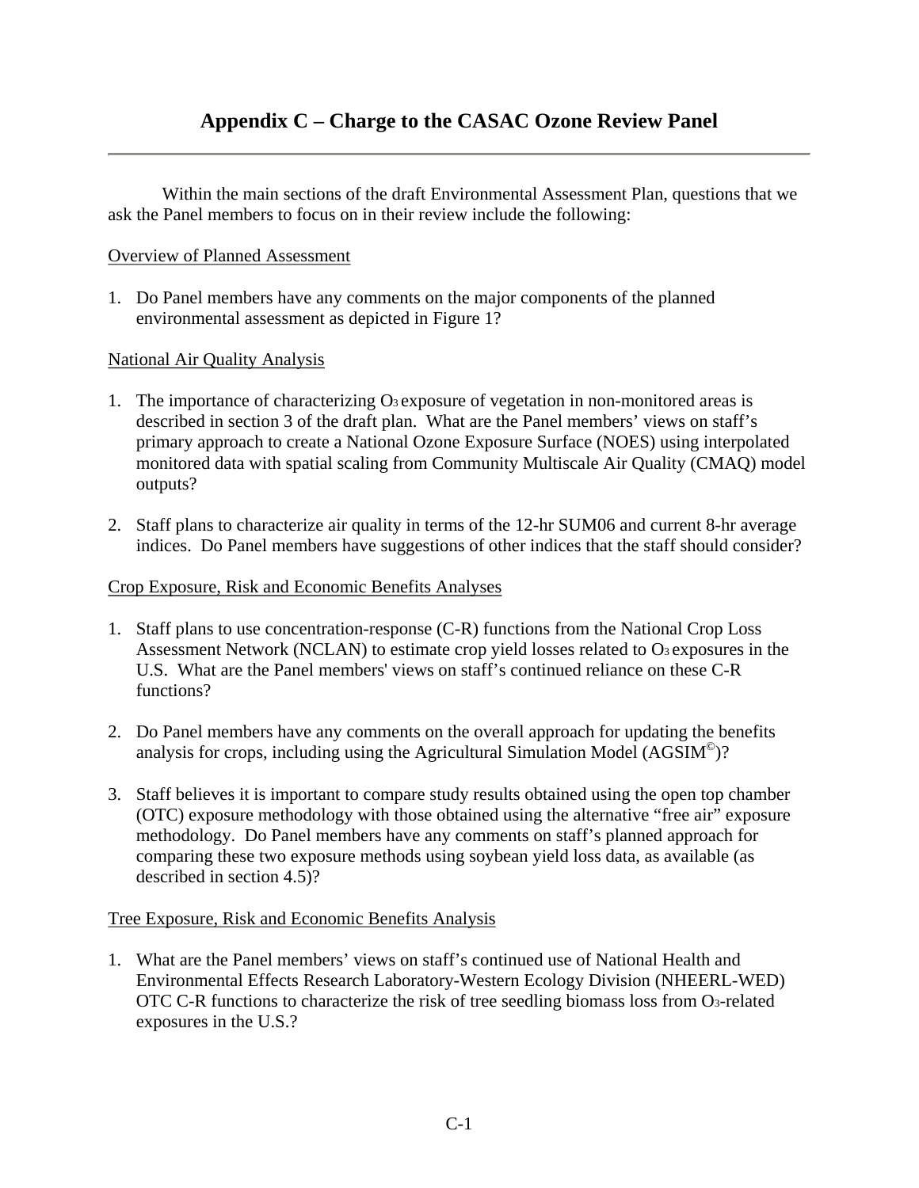# Appendix C – Charge to the CASAC Ozone Review Panel

Within the main sections of the draft Environmental Assessment Plan, questions that we ask the Panel members to focus on in their review include the following:

Overview of Planned Assessment

1. Do Panel members have any comments on the major components of the planned environmental assessment as depicted in Figure 1?

National Air Quality Analysis

1. The importance of characterizing $O_3$ exposure of vegetation in non-monitored areas is described in section 3 of the draft plan. What are the Panel members' views on staff's primary approach to create a National Ozone Exposure Surface (NOES) using interpolated monitored data with spatial scaling from Community Multiscale Air Quality (CMAQ) model outputs?

2. Staff plans to characterize air quality in terms of the 12-hr SUM06 and current 8-hr average indices. Do Panel members have suggestions of other indices that the staff should consider?

Crop Exposure, Risk and Economic Benefits Analyses

1. Staff plans to use concentration-response (C-R) functions from the National Crop Loss Assessment Network (NCLAN) to estimate crop yield losses related to $O_3$ exposures in the U.S. What are the Panel members' views on staff's continued reliance on these C-R functions?

2. Do Panel members have any comments on the overall approach for updating the benefits analysis for crops, including using the Agricultural Simulation Model (AGSIM©)?

3. Staff believes it is important to compare study results obtained using the open top chamber (OTC) exposure methodology with those obtained using the alternative "free air" exposure methodology. Do Panel members have any comments on staff's planned approach for comparing these two exposure methods using soybean yield loss data, as available (as described in section 4.5)?

Tree Exposure, Risk and Economic Benefits Analysis

1. What are the Panel members' views on staff's continued use of National Health and Environmental Effects Research Laboratory-Western Ecology Division (NHEERL-WED) OTC C-R functions to characterize the risk of tree seedling biomass loss from $O_3$-related exposures in the U.S.?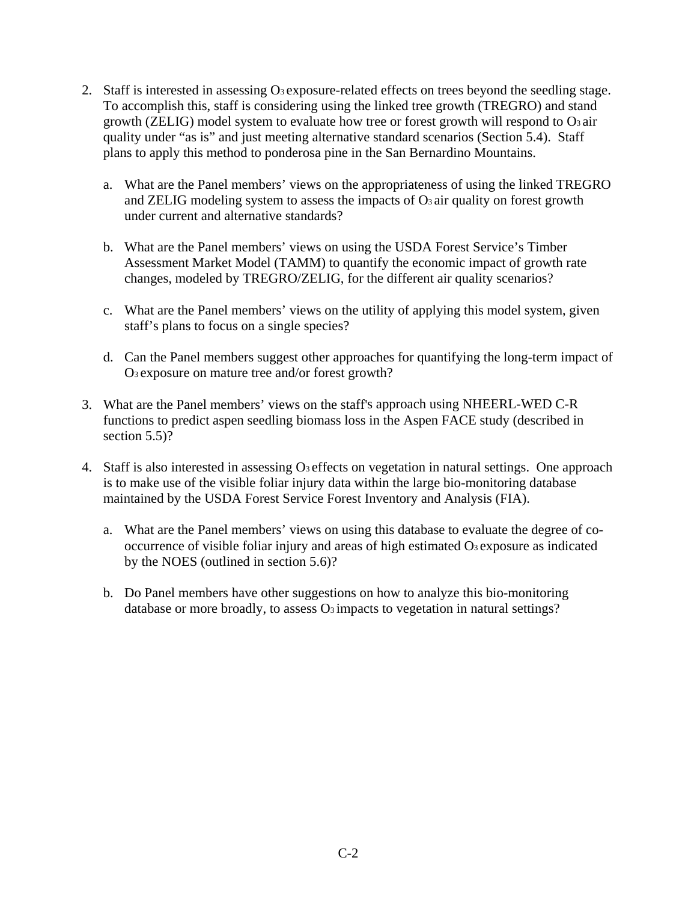2. Staff is interested in assessing $O_3$ exposure-related effects on trees beyond the seedling stage. To accomplish this, staff is considering using the linked tree growth (TREGRO) and stand growth (ZELIG) model system to evaluate how tree or forest growth will respond to $O_3$ air quality under "as is" and just meeting alternative standard scenarios (Section 5.4). Staff plans to apply this method to ponderosa pine in the San Bernardino Mountains.

    a. What are the Panel members' views on the appropriateness of using the linked TREGRO and ZELIG modeling system to assess the impacts of $O_3$ air quality on forest growth under current and alternative standards?

    b. What are the Panel members' views on using the USDA Forest Service's Timber Assessment Market Model (TAMM) to quantify the economic impact of growth rate changes, modeled by TREGRO/ZELIG, for the different air quality scenarios?

    c. What are the Panel members' views on the utility of applying this model system, given staff's plans to focus on a single species?

    d. Can the Panel members suggest other approaches for quantifying the long-term impact of $O_3$ exposure on mature tree and/or forest growth?

3. What are the Panel members' views on the staff's approach using NHEERL-WED C-R functions to predict aspen seedling biomass loss in the Aspen FACE study (described in section 5.5)?

4. Staff is also interested in assessing $O_3$ effects on vegetation in natural settings. One approach is to make use of the visible foliar injury data within the large bio-monitoring database maintained by the USDA Forest Service Forest Inventory and Analysis (FIA).

    a. What are the Panel members' views on using this database to evaluate the degree of co-occurrence of visible foliar injury and areas of high estimated $O_3$ exposure as indicated by the NOES (outlined in section 5.6)?

    b. Do Panel members have other suggestions on how to analyze this bio-monitoring database or more broadly, to assess $O_3$ impacts to vegetation in natural settings?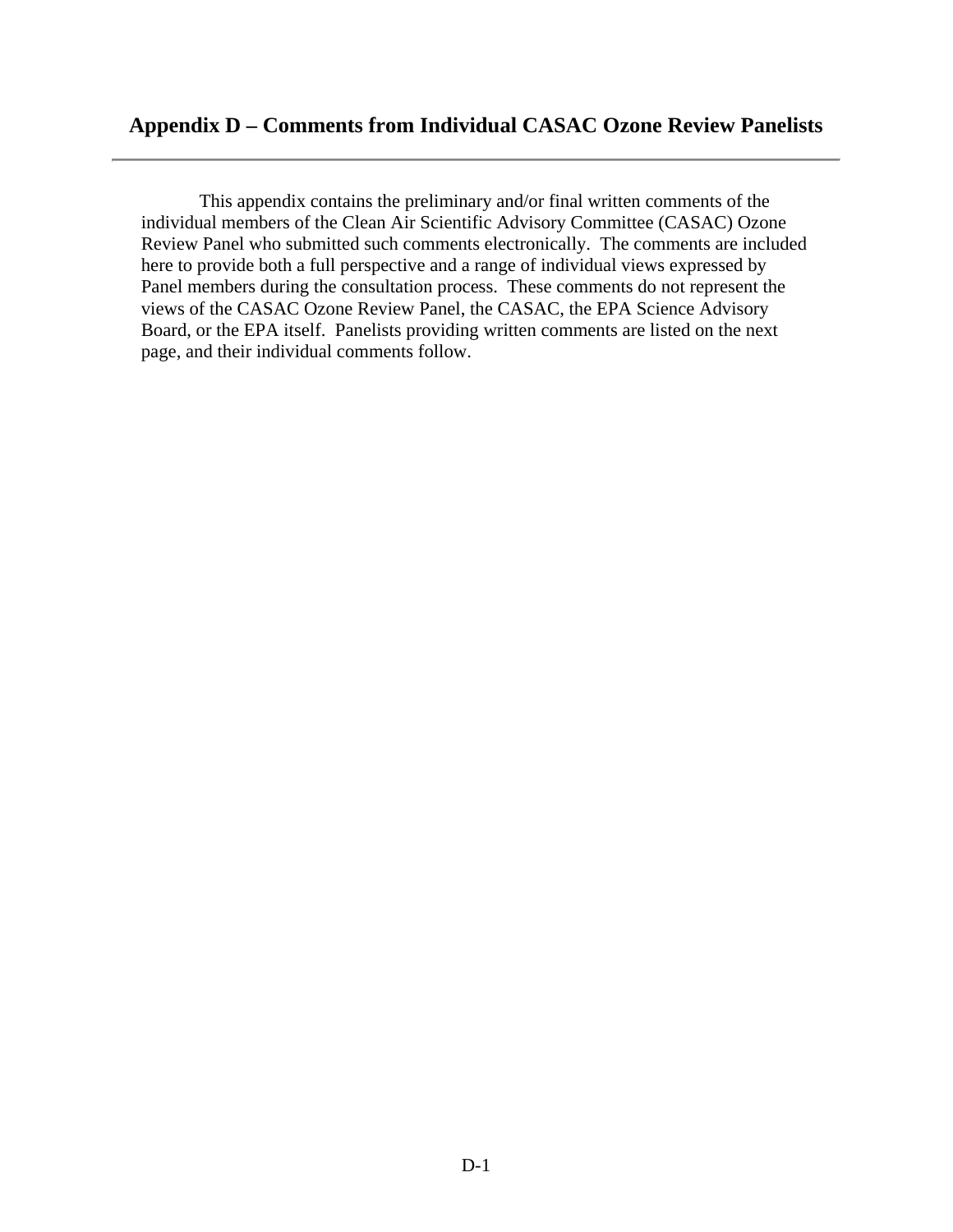## Appendix D – Comments from Individual CASAC Ozone Review Panelists

This appendix contains the preliminary and/or final written comments of the individual members of the Clean Air Scientific Advisory Committee (CASAC) Ozone Review Panel who submitted such comments electronically. The comments are included here to provide both a full perspective and a range of individual views expressed by Panel members during the consultation process. These comments do not represent the views of the CASAC Ozone Review Panel, the CASAC, the EPA Science Advisory Board, or the EPA itself. Panelists providing written comments are listed on the next page, and their individual comments follow.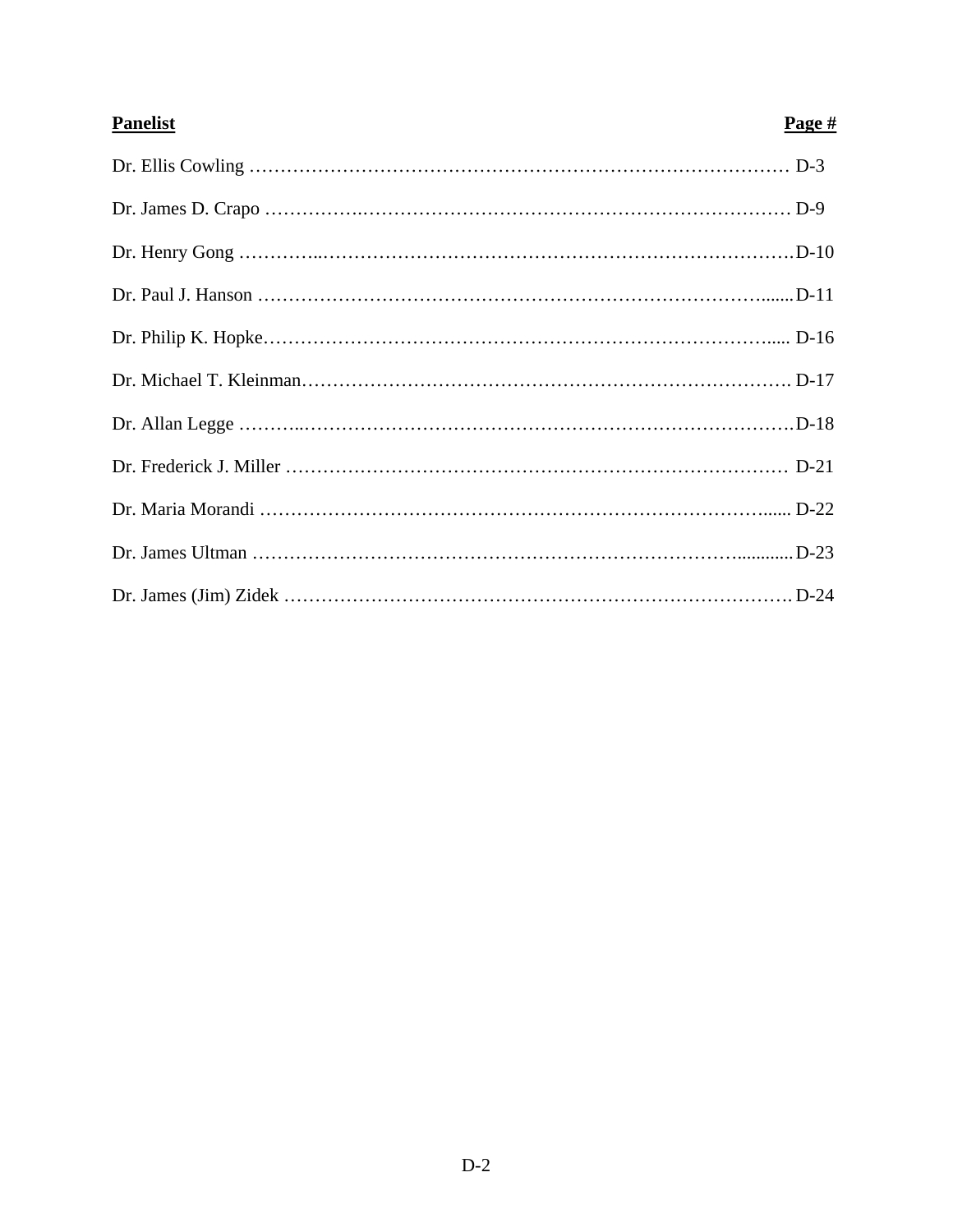| Panelist | Page # |
| --- | --- |
| Dr. Ellis Cowling | D-3 |
| Dr. James D. Crapo | D-9 |
| Dr. Henry Gong | D-10 |
| Dr. Paul J. Hanson | D-11 |
| Dr. Philip K. Hopke | D-16 |
| Dr. Michael T. Kleinman | D-17 |
| Dr. Allan Legge | D-18 |
| Dr. Frederick J. Miller | D-21 |
| Dr. Maria Morandi | D-22 |
| Dr. James Ultman | D-23 |
| Dr. James (Jim) Zidek | D-24 |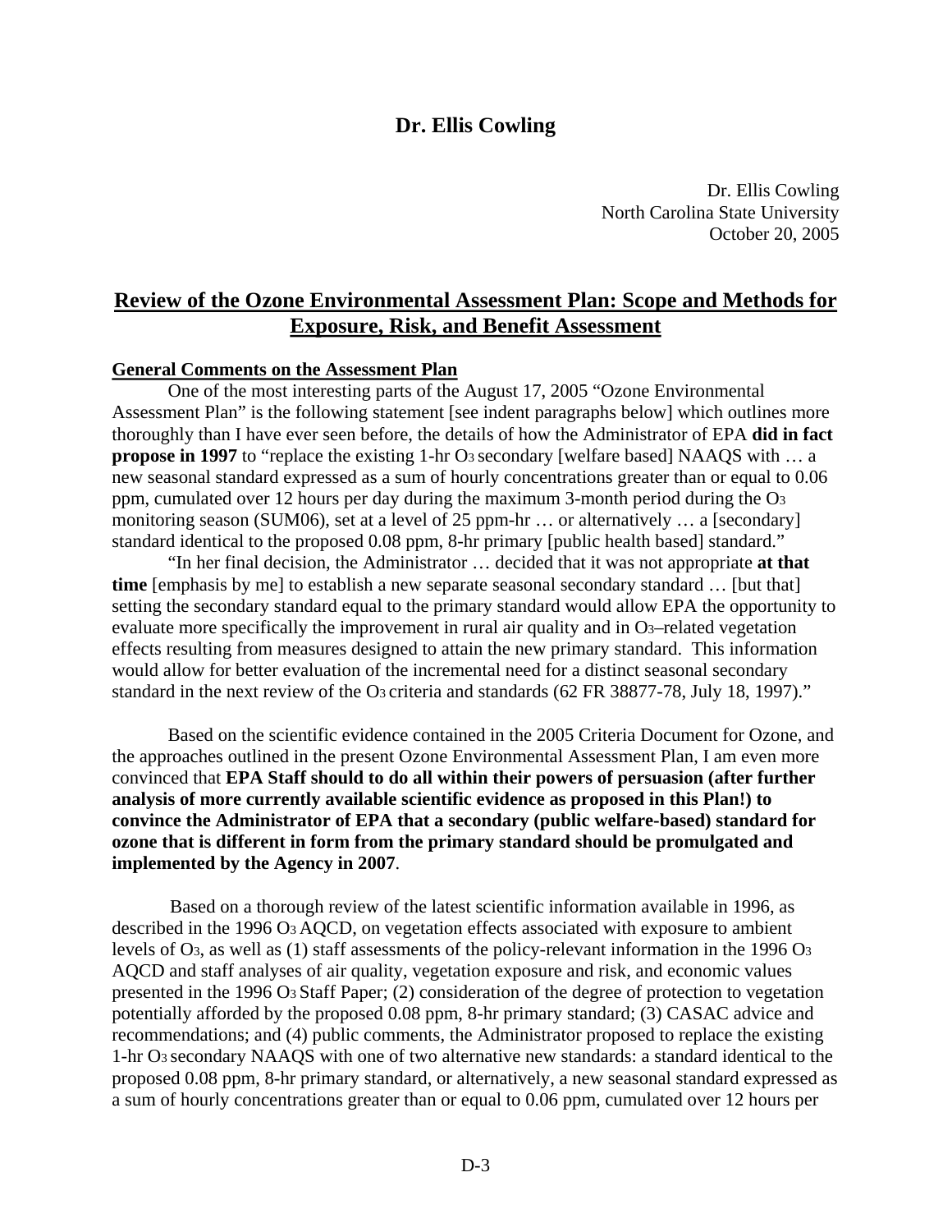## Dr. Ellis Cowling

Dr. Ellis Cowling
North Carolina State University
October 20, 2005

## Review of the Ozone Environmental Assessment Plan: Scope and Methods for Exposure, Risk, and Benefit Assessment

**General Comments on the Assessment Plan**

One of the most interesting parts of the August 17, 2005 "Ozone Environmental Assessment Plan" is the following statement [see indent paragraphs below] which outlines more thoroughly than I have ever seen before, the details of how the Administrator of EPA **did in fact propose in 1997** to "replace the existing 1-hr $O_3$ secondary [welfare based] NAAQS with … a new seasonal standard expressed as a sum of hourly concentrations greater than or equal to 0.06 ppm, cumulated over 12 hours per day during the maximum 3-month period during the $O_3$ monitoring season (SUM06), set at a level of 25 ppm-hr … or alternatively … a [secondary] standard identical to the proposed 0.08 ppm, 8-hr primary [public health based] standard."

"In her final decision, the Administrator … decided that it was not appropriate **at that time** [emphasis by me] to establish a new separate seasonal secondary standard … [but that] setting the secondary standard equal to the primary standard would allow EPA the opportunity to evaluate more specifically the improvement in rural air quality and in $O_3$–related vegetation effects resulting from measures designed to attain the new primary standard. This information would allow for better evaluation of the incremental need for a distinct seasonal secondary standard in the next review of the $O_3$ criteria and standards (62 FR 38877-78, July 18, 1997)."

Based on the scientific evidence contained in the 2005 Criteria Document for Ozone, and the approaches outlined in the present Ozone Environmental Assessment Plan, I am even more convinced that **EPA Staff should to do all within their powers of persuasion (after further analysis of more currently available scientific evidence as proposed in this Plan!) to convince the Administrator of EPA that a secondary (public welfare-based) standard for ozone that is different in form from the primary standard should be promulgated and implemented by the Agency in 2007**.

Based on a thorough review of the latest scientific information available in 1996, as described in the 1996 $O_3$ AQCD, on vegetation effects associated with exposure to ambient levels of $O_3$, as well as (1) staff assessments of the policy-relevant information in the 1996 $O_3$ AQCD and staff analyses of air quality, vegetation exposure and risk, and economic values presented in the 1996 $O_3$ Staff Paper; (2) consideration of the degree of protection to vegetation potentially afforded by the proposed 0.08 ppm, 8-hr primary standard; (3) CASAC advice and recommendations; and (4) public comments, the Administrator proposed to replace the existing 1-hr $O_3$ secondary NAAQS with one of two alternative new standards: a standard identical to the proposed 0.08 ppm, 8-hr primary standard, or alternatively, a new seasonal standard expressed as a sum of hourly concentrations greater than or equal to 0.06 ppm, cumulated over 12 hours per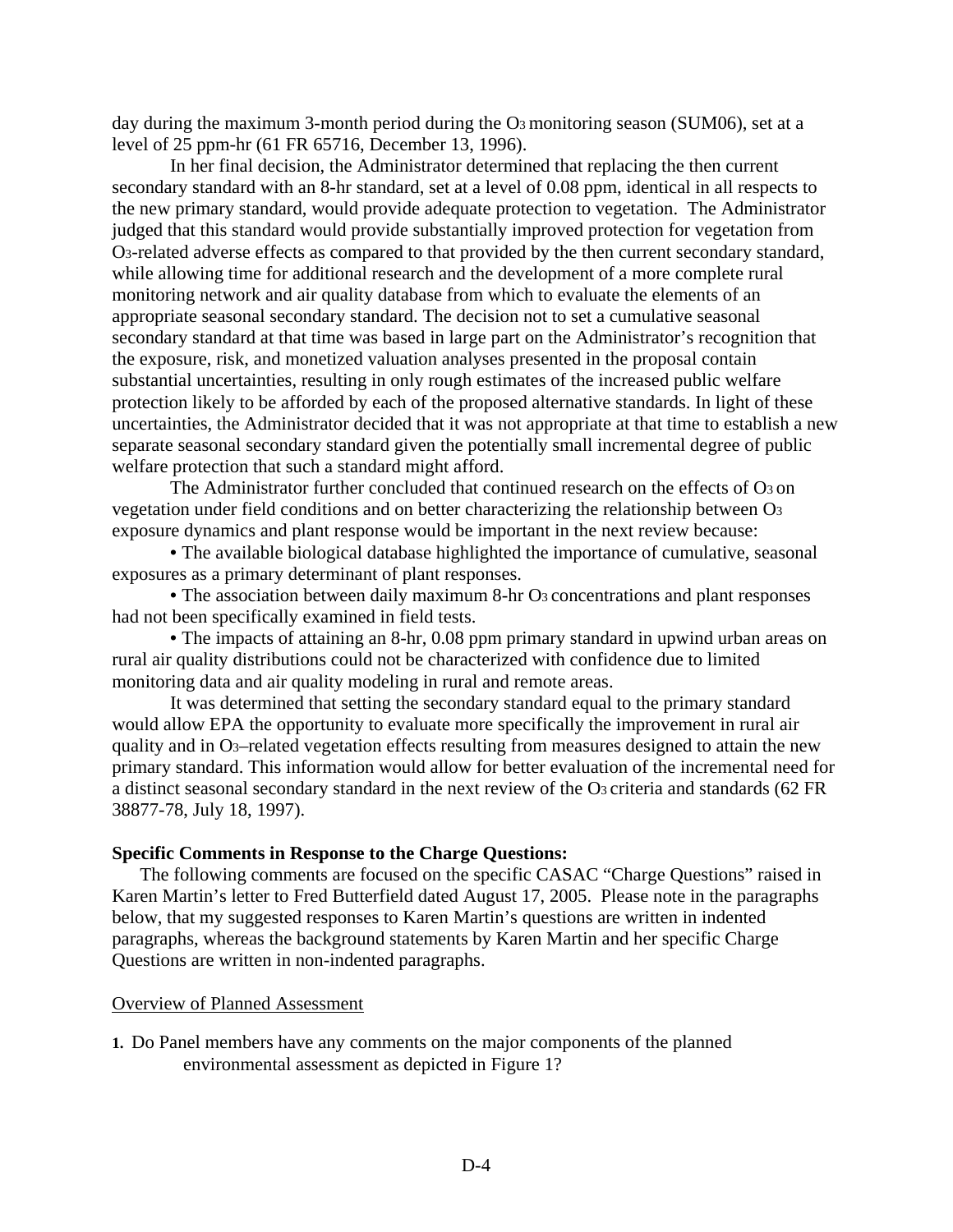day during the maximum 3-month period during the $O_3$ monitoring season (SUM06), set at a level of 25 ppm-hr (61 FR 65716, December 13, 1996).

In her final decision, the Administrator determined that replacing the then current secondary standard with an 8-hr standard, set at a level of 0.08 ppm, identical in all respects to the new primary standard, would provide adequate protection to vegetation. The Administrator judged that this standard would provide substantially improved protection for vegetation from $O_3$-related adverse effects as compared to that provided by the then current secondary standard, while allowing time for additional research and the development of a more complete rural monitoring network and air quality database from which to evaluate the elements of an appropriate seasonal secondary standard. The decision not to set a cumulative seasonal secondary standard at that time was based in large part on the Administrator's recognition that the exposure, risk, and monetized valuation analyses presented in the proposal contain substantial uncertainties, resulting in only rough estimates of the increased public welfare protection likely to be afforded by each of the proposed alternative standards. In light of these uncertainties, the Administrator decided that it was not appropriate at that time to establish a new separate seasonal secondary standard given the potentially small incremental degree of public welfare protection that such a standard might afford.

The Administrator further concluded that continued research on the effects of $O_3$ on vegetation under field conditions and on better characterizing the relationship between $O_3$ exposure dynamics and plant response would be important in the next review because:

- The available biological database highlighted the importance of cumulative, seasonal exposures as a primary determinant of plant responses.
- The association between daily maximum 8-hr $O_3$ concentrations and plant responses had not been specifically examined in field tests.
- The impacts of attaining an 8-hr, 0.08 ppm primary standard in upwind urban areas on rural air quality distributions could not be characterized with confidence due to limited monitoring data and air quality modeling in rural and remote areas.

It was determined that setting the secondary standard equal to the primary standard would allow EPA the opportunity to evaluate more specifically the improvement in rural air quality and in $O_3$–related vegetation effects resulting from measures designed to attain the new primary standard. This information would allow for better evaluation of the incremental need for a distinct seasonal secondary standard in the next review of the $O_3$ criteria and standards (62 FR 38877-78, July 18, 1997).

**Specific Comments in Response to the Charge Questions:**

The following comments are focused on the specific CASAC "Charge Questions" raised in Karen Martin's letter to Fred Butterfield dated August 17, 2005. Please note in the paragraphs below, that my suggested responses to Karen Martin's questions are written in indented paragraphs, whereas the background statements by Karen Martin and her specific Charge Questions are written in non-indented paragraphs.

Overview of Planned Assessment

**1.** Do Panel members have any comments on the major components of the planned environmental assessment as depicted in Figure 1?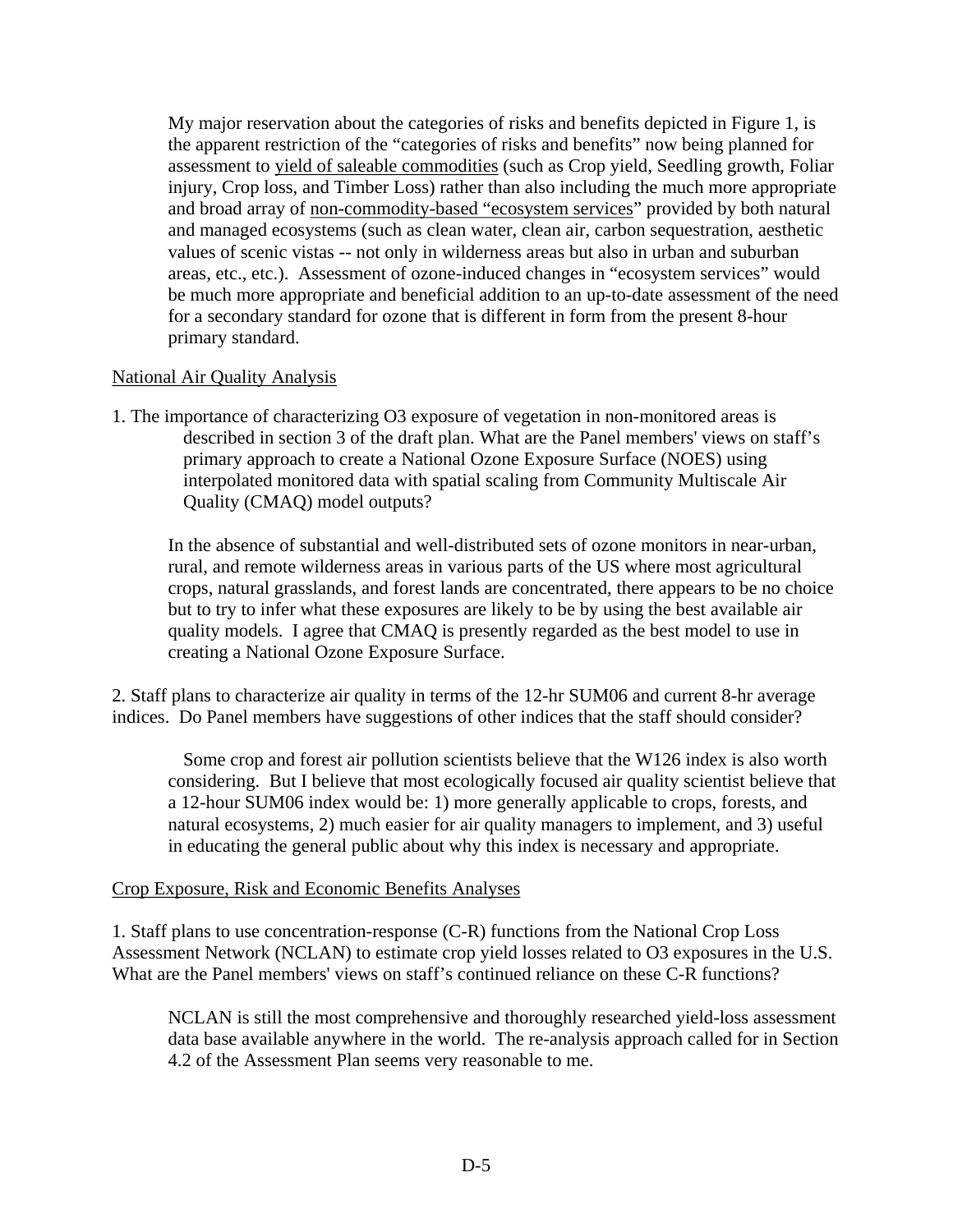My major reservation about the categories of risks and benefits depicted in Figure 1, is the apparent restriction of the "categories of risks and benefits" now being planned for assessment to yield of saleable commodities (such as Crop yield, Seedling growth, Foliar injury, Crop loss, and Timber Loss) rather than also including the much more appropriate and broad array of non-commodity-based "ecosystem services" provided by both natural and managed ecosystems (such as clean water, clean air, carbon sequestration, aesthetic values of scenic vistas -- not only in wilderness areas but also in urban and suburban areas, etc., etc.). Assessment of ozone-induced changes in "ecosystem services" would be much more appropriate and beneficial addition to an up-to-date assessment of the need for a secondary standard for ozone that is different in form from the present 8-hour primary standard.

National Air Quality Analysis

1. The importance of characterizing O3 exposure of vegetation in non-monitored areas is described in section 3 of the draft plan. What are the Panel members' views on staff's primary approach to create a National Ozone Exposure Surface (NOES) using interpolated monitored data with spatial scaling from Community Multiscale Air Quality (CMAQ) model outputs?

In the absence of substantial and well-distributed sets of ozone monitors in near-urban, rural, and remote wilderness areas in various parts of the US where most agricultural crops, natural grasslands, and forest lands are concentrated, there appears to be no choice but to try to infer what these exposures are likely to be by using the best available air quality models. I agree that CMAQ is presently regarded as the best model to use in creating a National Ozone Exposure Surface.

2. Staff plans to characterize air quality in terms of the 12-hr SUM06 and current 8-hr average indices. Do Panel members have suggestions of other indices that the staff should consider?

Some crop and forest air pollution scientists believe that the W126 index is also worth considering. But I believe that most ecologically focused air quality scientist believe that a 12-hour SUM06 index would be: 1) more generally applicable to crops, forests, and natural ecosystems, 2) much easier for air quality managers to implement, and 3) useful in educating the general public about why this index is necessary and appropriate.

Crop Exposure, Risk and Economic Benefits Analyses

1. Staff plans to use concentration-response (C-R) functions from the National Crop Loss Assessment Network (NCLAN) to estimate crop yield losses related to O3 exposures in the U.S. What are the Panel members' views on staff's continued reliance on these C-R functions?

NCLAN is still the most comprehensive and thoroughly researched yield-loss assessment data base available anywhere in the world. The re-analysis approach called for in Section 4.2 of the Assessment Plan seems very reasonable to me.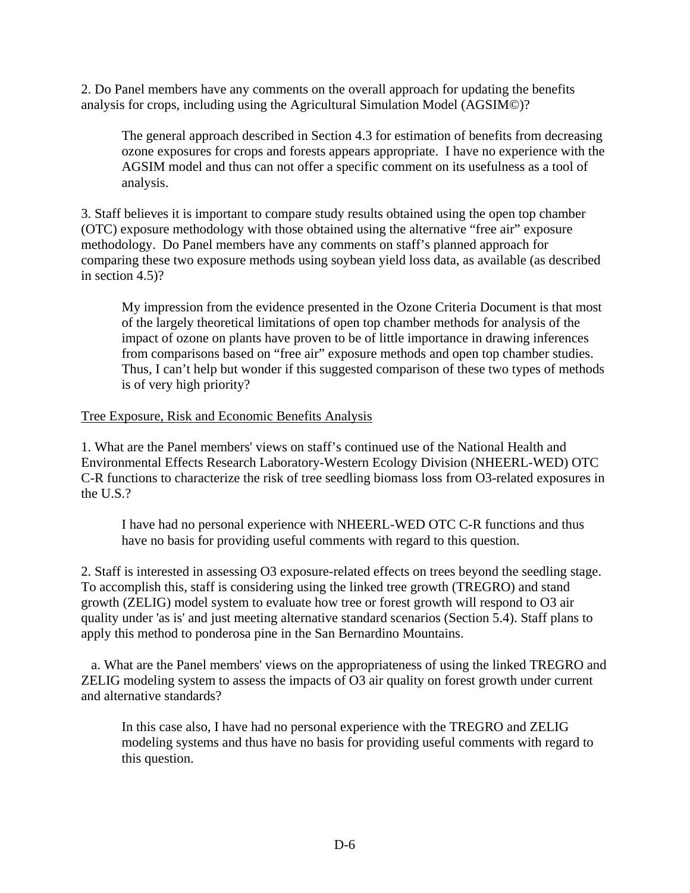2. Do Panel members have any comments on the overall approach for updating the benefits analysis for crops, including using the Agricultural Simulation Model (AGSIM©)?

> The general approach described in Section 4.3 for estimation of benefits from decreasing ozone exposures for crops and forests appears appropriate. I have no experience with the AGSIM model and thus can not offer a specific comment on its usefulness as a tool of analysis.

3. Staff believes it is important to compare study results obtained using the open top chamber (OTC) exposure methodology with those obtained using the alternative "free air" exposure methodology. Do Panel members have any comments on staff's planned approach for comparing these two exposure methods using soybean yield loss data, as available (as described in section 4.5)?

> My impression from the evidence presented in the Ozone Criteria Document is that most of the largely theoretical limitations of open top chamber methods for analysis of the impact of ozone on plants have proven to be of little importance in drawing inferences from comparisons based on "free air" exposure methods and open top chamber studies. Thus, I can't help but wonder if this suggested comparison of these two types of methods is of very high priority?

<u>Tree Exposure, Risk and Economic Benefits Analysis</u>

1. What are the Panel members' views on staff's continued use of the National Health and Environmental Effects Research Laboratory-Western Ecology Division (NHEERL-WED) OTC C-R functions to characterize the risk of tree seedling biomass loss from O3-related exposures in the U.S.?

> I have had no personal experience with NHEERL-WED OTC C-R functions and thus have no basis for providing useful comments with regard to this question.

2. Staff is interested in assessing O3 exposure-related effects on trees beyond the seedling stage. To accomplish this, staff is considering using the linked tree growth (TREGRO) and stand growth (ZELIG) model system to evaluate how tree or forest growth will respond to O3 air quality under 'as is' and just meeting alternative standard scenarios (Section 5.4). Staff plans to apply this method to ponderosa pine in the San Bernardino Mountains.

a. What are the Panel members' views on the appropriateness of using the linked TREGRO and ZELIG modeling system to assess the impacts of O3 air quality on forest growth under current and alternative standards?

> In this case also, I have had no personal experience with the TREGRO and ZELIG modeling systems and thus have no basis for providing useful comments with regard to this question.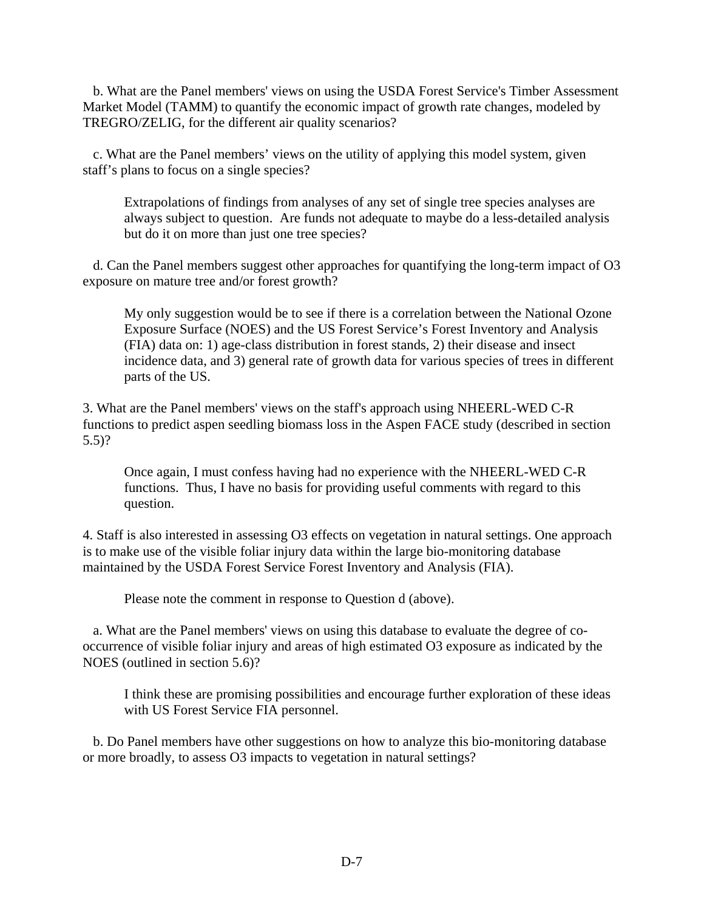b. What are the Panel members' views on using the USDA Forest Service's Timber Assessment Market Model (TAMM) to quantify the economic impact of growth rate changes, modeled by TREGRO/ZELIG, for the different air quality scenarios?

c. What are the Panel members' views on the utility of applying this model system, given staff's plans to focus on a single species?

> Extrapolations of findings from analyses of any set of single tree species analyses are always subject to question. Are funds not adequate to maybe do a less-detailed analysis but do it on more than just one tree species?

d. Can the Panel members suggest other approaches for quantifying the long-term impact of $O_3$ exposure on mature tree and/or forest growth?

> My only suggestion would be to see if there is a correlation between the National Ozone Exposure Surface (NOES) and the US Forest Service's Forest Inventory and Analysis (FIA) data on: 1) age-class distribution in forest stands, 2) their disease and insect incidence data, and 3) general rate of growth data for various species of trees in different parts of the US.

3. What are the Panel members' views on the staff's approach using NHEERL-WED C-R functions to predict aspen seedling biomass loss in the Aspen FACE study (described in section 5.5)?

> Once again, I must confess having had no experience with the NHEERL-WED C-R functions. Thus, I have no basis for providing useful comments with regard to this question.

4. Staff is also interested in assessing $O_3$ effects on vegetation in natural settings. One approach is to make use of the visible foliar injury data within the large bio-monitoring database maintained by the USDA Forest Service Forest Inventory and Analysis (FIA).

> Please note the comment in response to Question d (above).

a. What are the Panel members' views on using this database to evaluate the degree of co-occurrence of visible foliar injury and areas of high estimated $O_3$ exposure as indicated by the NOES (outlined in section 5.6)?

> I think these are promising possibilities and encourage further exploration of these ideas with US Forest Service FIA personnel.

b. Do Panel members have other suggestions on how to analyze this bio-monitoring database or more broadly, to assess $O_3$ impacts to vegetation in natural settings?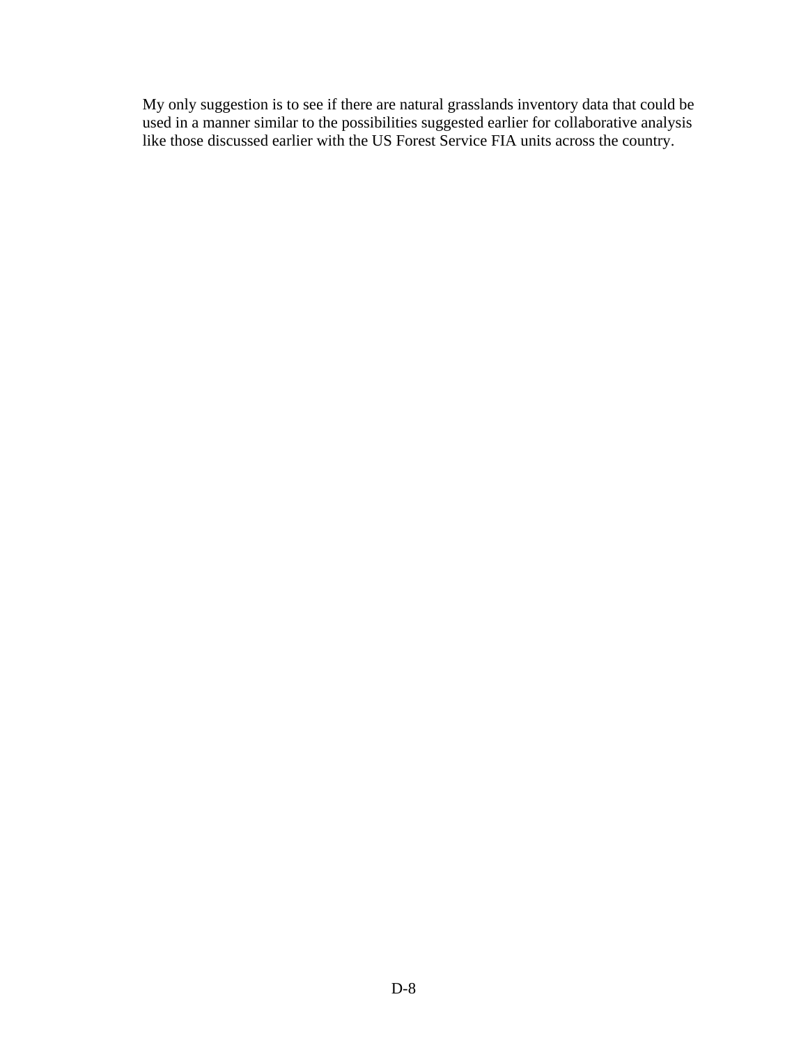My only suggestion is to see if there are natural grasslands inventory data that could be used in a manner similar to the possibilities suggested earlier for collaborative analysis like those discussed earlier with the US Forest Service FIA units across the country.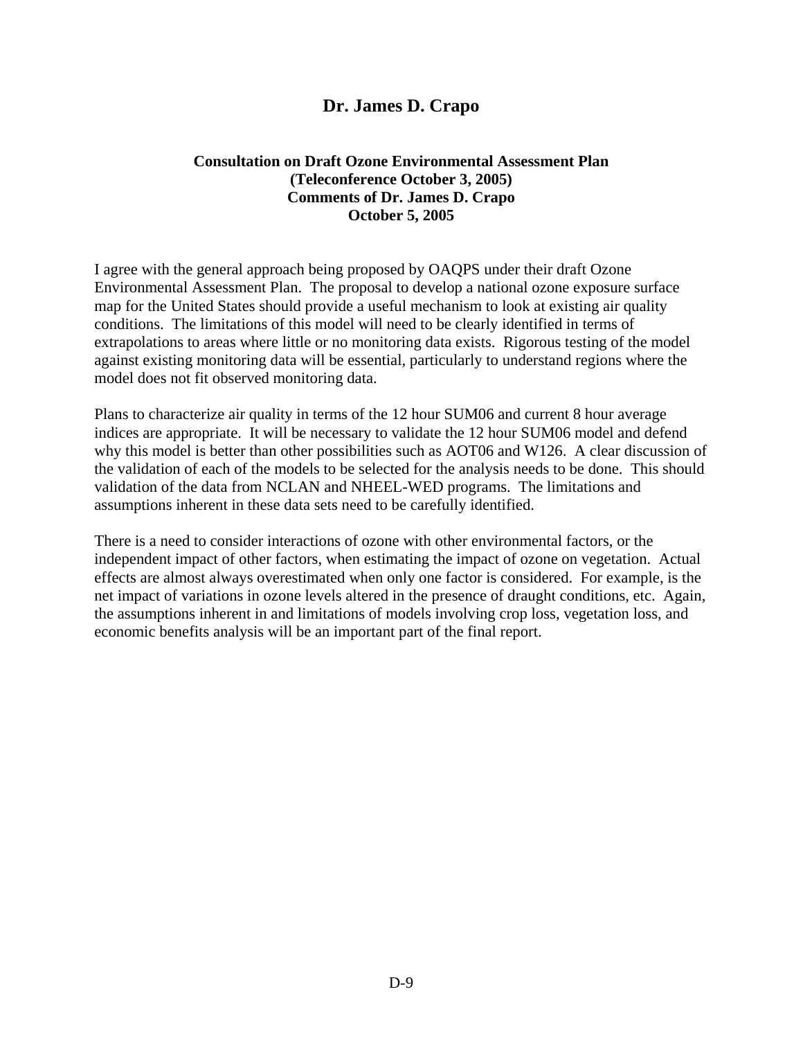# Dr. James D. Crapo

**Consultation on Draft Ozone Environmental Assessment Plan**
**(Teleconference October 3, 2005)**
**Comments of Dr. James D. Crapo**
**October 5, 2005**

I agree with the general approach being proposed by OAQPS under their draft Ozone Environmental Assessment Plan. The proposal to develop a national ozone exposure surface map for the United States should provide a useful mechanism to look at existing air quality conditions. The limitations of this model will need to be clearly identified in terms of extrapolations to areas where little or no monitoring data exists. Rigorous testing of the model against existing monitoring data will be essential, particularly to understand regions where the model does not fit observed monitoring data.

Plans to characterize air quality in terms of the 12 hour SUM06 and current 8 hour average indices are appropriate. It will be necessary to validate the 12 hour SUM06 model and defend why this model is better than other possibilities such as AOT06 and W126. A clear discussion of the validation of each of the models to be selected for the analysis needs to be done. This should validation of the data from NCLAN and NHEEL-WED programs. The limitations and assumptions inherent in these data sets need to be carefully identified.

There is a need to consider interactions of ozone with other environmental factors, or the independent impact of other factors, when estimating the impact of ozone on vegetation. Actual effects are almost always overestimated when only one factor is considered. For example, is the net impact of variations in ozone levels altered in the presence of draught conditions, etc. Again, the assumptions inherent in and limitations of models involving crop loss, vegetation loss, and economic benefits analysis will be an important part of the final report.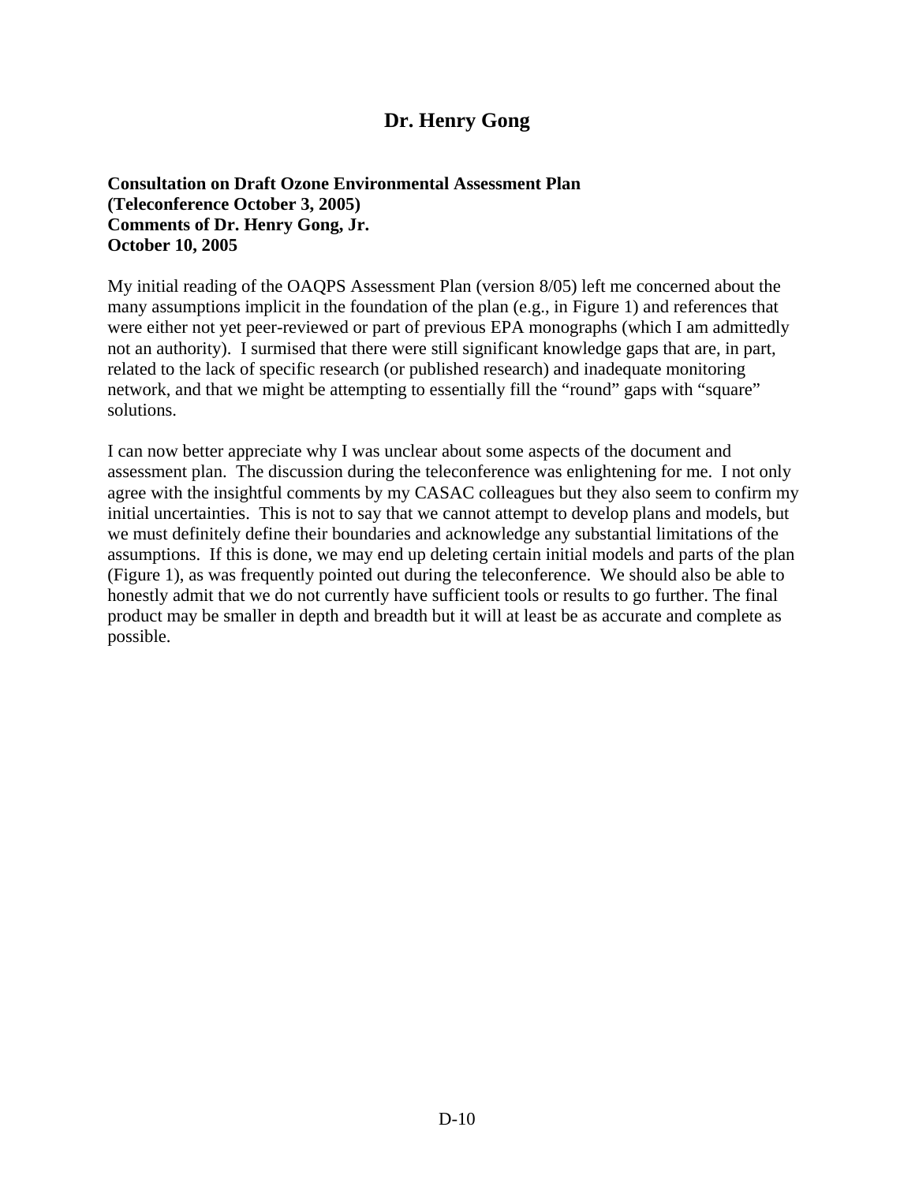# Dr. Henry Gong

**Consultation on Draft Ozone Environmental Assessment Plan**
**(Teleconference October 3, 2005)**
**Comments of Dr. Henry Gong, Jr.**
**October 10, 2005**

My initial reading of the OAQPS Assessment Plan (version 8/05) left me concerned about the many assumptions implicit in the foundation of the plan (e.g., in Figure 1) and references that were either not yet peer-reviewed or part of previous EPA monographs (which I am admittedly not an authority). I surmised that there were still significant knowledge gaps that are, in part, related to the lack of specific research (or published research) and inadequate monitoring network, and that we might be attempting to essentially fill the "round" gaps with "square" solutions.

I can now better appreciate why I was unclear about some aspects of the document and assessment plan. The discussion during the teleconference was enlightening for me. I not only agree with the insightful comments by my CASAC colleagues but they also seem to confirm my initial uncertainties. This is not to say that we cannot attempt to develop plans and models, but we must definitely define their boundaries and acknowledge any substantial limitations of the assumptions. If this is done, we may end up deleting certain initial models and parts of the plan (Figure 1), as was frequently pointed out during the teleconference. We should also be able to honestly admit that we do not currently have sufficient tools or results to go further. The final product may be smaller in depth and breadth but it will at least be as accurate and complete as possible.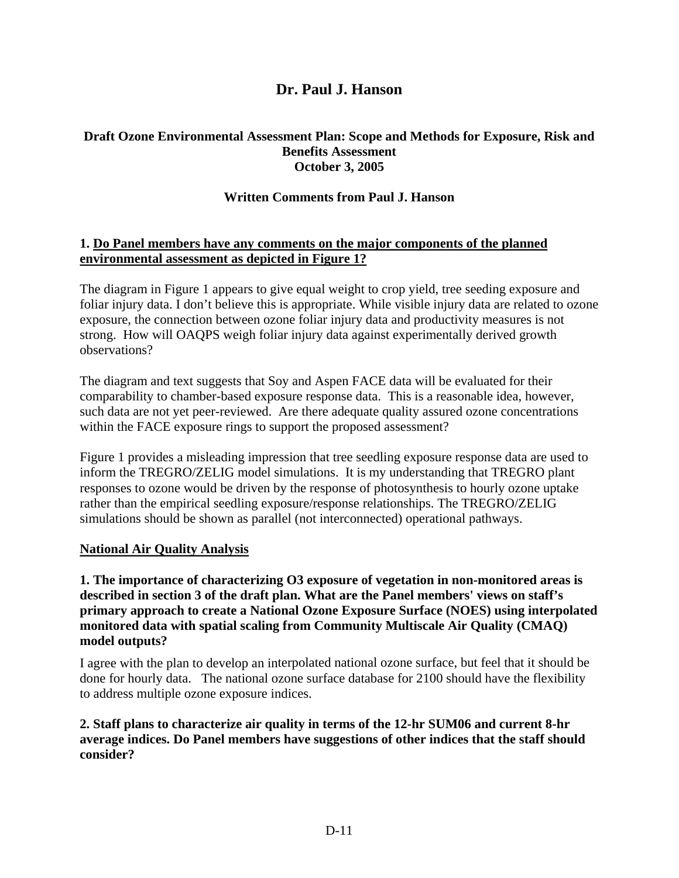# Dr. Paul J. Hanson

**Draft Ozone Environmental Assessment Plan: Scope and Methods for Exposure, Risk and Benefits Assessment**
**October 3, 2005**

**Written Comments from Paul J. Hanson**

**1. Do Panel members have any comments on the major components of the planned environmental assessment as depicted in Figure 1?**

The diagram in Figure 1 appears to give equal weight to crop yield, tree seeding exposure and foliar injury data. I don't believe this is appropriate. While visible injury data are related to ozone exposure, the connection between ozone foliar injury data and productivity measures is not strong. How will OAQPS weigh foliar injury data against experimentally derived growth observations?

The diagram and text suggests that Soy and Aspen FACE data will be evaluated for their comparability to chamber-based exposure response data. This is a reasonable idea, however, such data are not yet peer-reviewed. Are there adequate quality assured ozone concentrations within the FACE exposure rings to support the proposed assessment?

Figure 1 provides a misleading impression that tree seedling exposure response data are used to inform the TREGRO/ZELIG model simulations. It is my understanding that TREGRO plant responses to ozone would be driven by the response of photosynthesis to hourly ozone uptake rather than the empirical seedling exposure/response relationships. The TREGRO/ZELIG simulations should be shown as parallel (not interconnected) operational pathways.

**National Air Quality Analysis**

**1. The importance of characterizing $O_3$ exposure of vegetation in non-monitored areas is described in section 3 of the draft plan. What are the Panel members' views on staff's primary approach to create a National Ozone Exposure Surface (NOES) using interpolated monitored data with spatial scaling from Community Multiscale Air Quality (CMAQ) model outputs?**

I agree with the plan to develop an interpolated national ozone surface, but feel that it should be done for hourly data. The national ozone surface database for 2100 should have the flexibility to address multiple ozone exposure indices.

**2. Staff plans to characterize air quality in terms of the 12-hr SUM06 and current 8-hr average indices. Do Panel members have suggestions of other indices that the staff should consider?**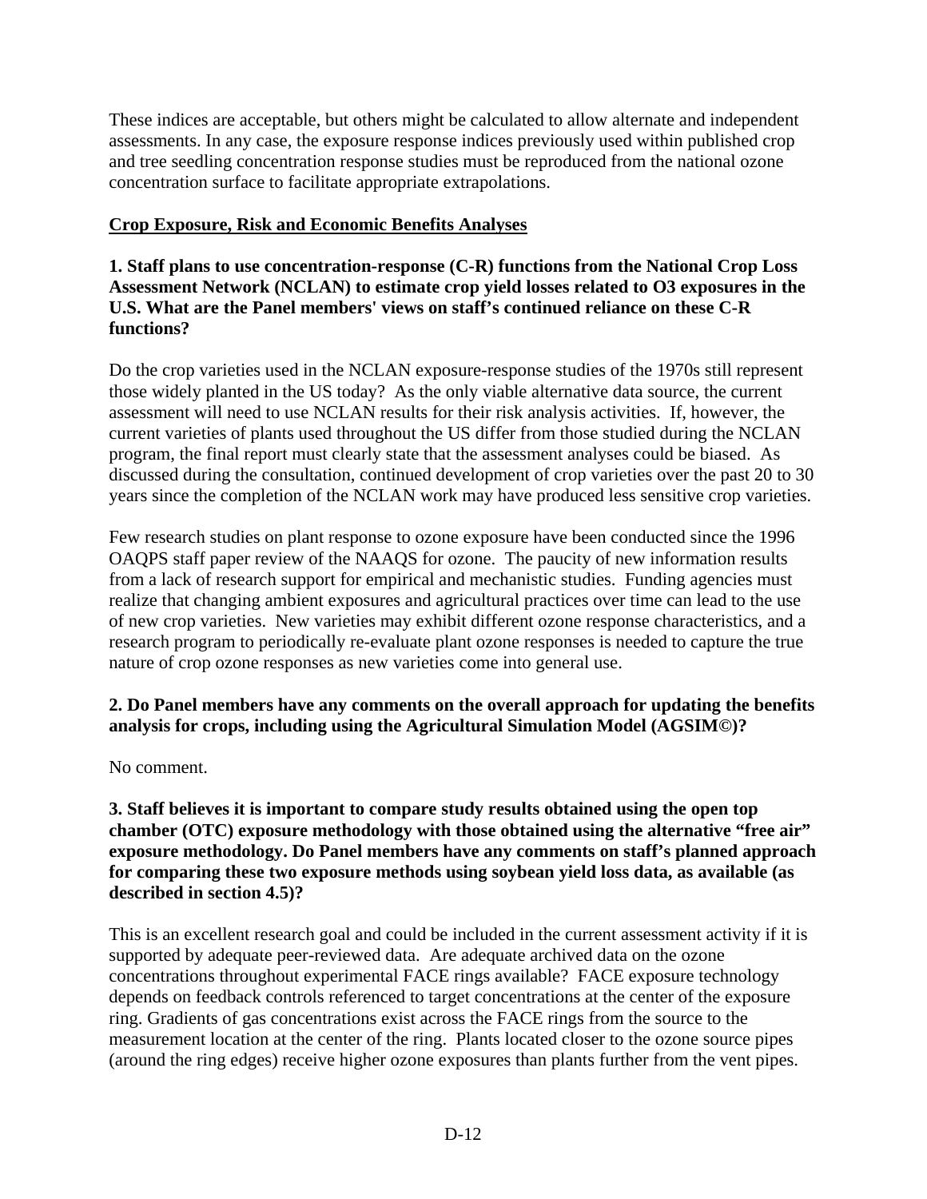These indices are acceptable, but others might be calculated to allow alternate and independent assessments. In any case, the exposure response indices previously used within published crop and tree seedling concentration response studies must be reproduced from the national ozone concentration surface to facilitate appropriate extrapolations.

**Crop Exposure, Risk and Economic Benefits Analyses**

**1. Staff plans to use concentration-response (C-R) functions from the National Crop Loss Assessment Network (NCLAN) to estimate crop yield losses related to O3 exposures in the U.S. What are the Panel members' views on staff's continued reliance on these C-R functions?**

Do the crop varieties used in the NCLAN exposure-response studies of the 1970s still represent those widely planted in the US today? As the only viable alternative data source, the current assessment will need to use NCLAN results for their risk analysis activities. If, however, the current varieties of plants used throughout the US differ from those studied during the NCLAN program, the final report must clearly state that the assessment analyses could be biased. As discussed during the consultation, continued development of crop varieties over the past 20 to 30 years since the completion of the NCLAN work may have produced less sensitive crop varieties.

Few research studies on plant response to ozone exposure have been conducted since the 1996 OAQPS staff paper review of the NAAQS for ozone. The paucity of new information results from a lack of research support for empirical and mechanistic studies. Funding agencies must realize that changing ambient exposures and agricultural practices over time can lead to the use of new crop varieties. New varieties may exhibit different ozone response characteristics, and a research program to periodically re-evaluate plant ozone responses is needed to capture the true nature of crop ozone responses as new varieties come into general use.

**2. Do Panel members have any comments on the overall approach for updating the benefits analysis for crops, including using the Agricultural Simulation Model (AGSIM©)?**

No comment.

**3. Staff believes it is important to compare study results obtained using the open top chamber (OTC) exposure methodology with those obtained using the alternative "free air" exposure methodology. Do Panel members have any comments on staff's planned approach for comparing these two exposure methods using soybean yield loss data, as available (as described in section 4.5)?**

This is an excellent research goal and could be included in the current assessment activity if it is supported by adequate peer-reviewed data. Are adequate archived data on the ozone concentrations throughout experimental FACE rings available? FACE exposure technology depends on feedback controls referenced to target concentrations at the center of the exposure ring. Gradients of gas concentrations exist across the FACE rings from the source to the measurement location at the center of the ring. Plants located closer to the ozone source pipes (around the ring edges) receive higher ozone exposures than plants further from the vent pipes.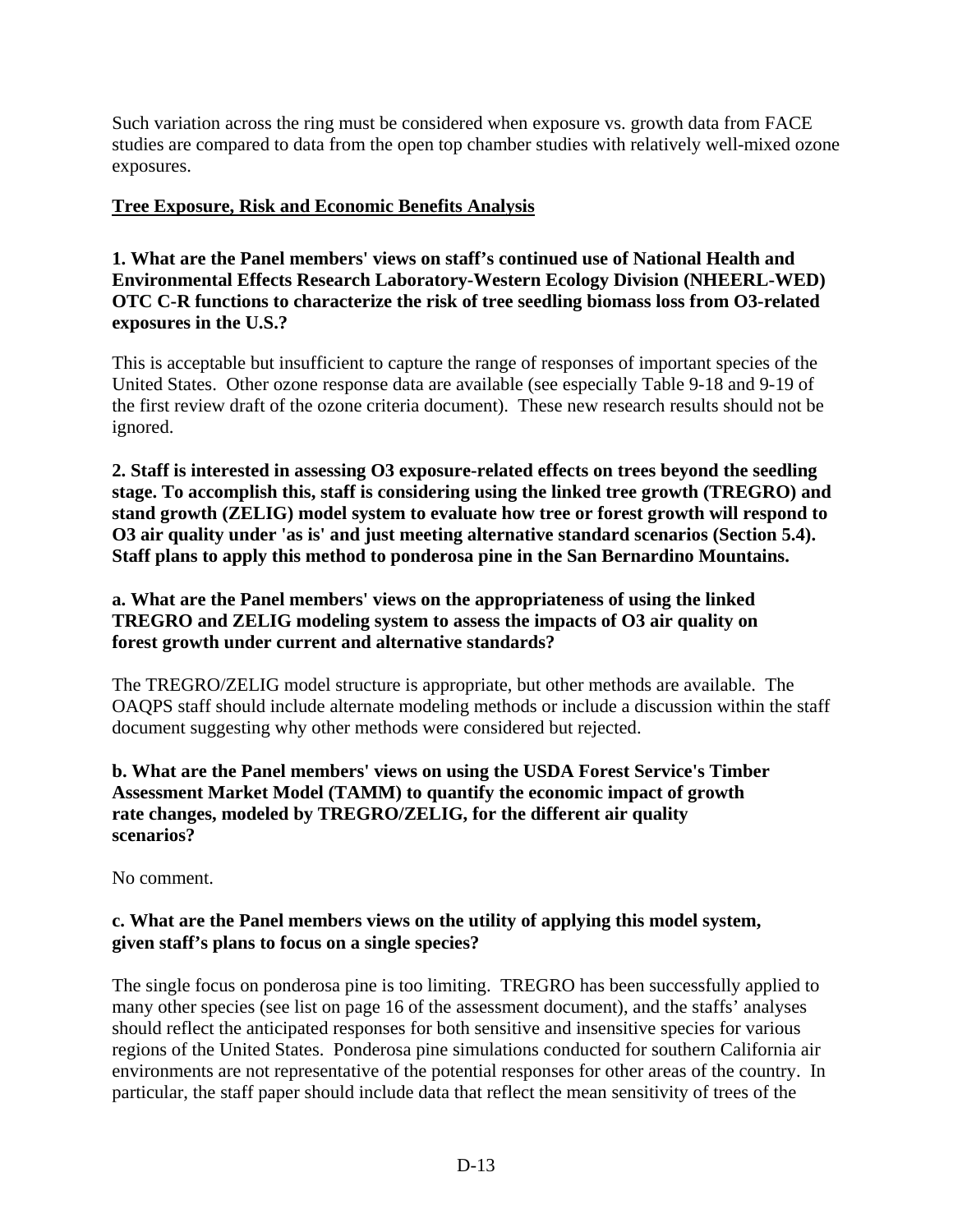Such variation across the ring must be considered when exposure vs. growth data from FACE studies are compared to data from the open top chamber studies with relatively well-mixed ozone exposures.

**Tree Exposure, Risk and Economic Benefits Analysis**

**1. What are the Panel members' views on staff's continued use of National Health and Environmental Effects Research Laboratory-Western Ecology Division (NHEERL-WED) OTC C-R functions to characterize the risk of tree seedling biomass loss from O3-related exposures in the U.S.?**

This is acceptable but insufficient to capture the range of responses of important species of the United States. Other ozone response data are available (see especially Table 9-18 and 9-19 of the first review draft of the ozone criteria document). These new research results should not be ignored.

**2. Staff is interested in assessing O3 exposure-related effects on trees beyond the seedling stage. To accomplish this, staff is considering using the linked tree growth (TREGRO) and stand growth (ZELIG) model system to evaluate how tree or forest growth will respond to O3 air quality under 'as is' and just meeting alternative standard scenarios (Section 5.4). Staff plans to apply this method to ponderosa pine in the San Bernardino Mountains.**

**a. What are the Panel members' views on the appropriateness of using the linked TREGRO and ZELIG modeling system to assess the impacts of O3 air quality on forest growth under current and alternative standards?**

The TREGRO/ZELIG model structure is appropriate, but other methods are available. The OAQPS staff should include alternate modeling methods or include a discussion within the staff document suggesting why other methods were considered but rejected.

**b. What are the Panel members' views on using the USDA Forest Service's Timber Assessment Market Model (TAMM) to quantify the economic impact of growth rate changes, modeled by TREGRO/ZELIG, for the different air quality scenarios?**

No comment.

**c. What are the Panel members views on the utility of applying this model system, given staff's plans to focus on a single species?**

The single focus on ponderosa pine is too limiting. TREGRO has been successfully applied to many other species (see list on page 16 of the assessment document), and the staffs' analyses should reflect the anticipated responses for both sensitive and insensitive species for various regions of the United States. Ponderosa pine simulations conducted for southern California air environments are not representative of the potential responses for other areas of the country. In particular, the staff paper should include data that reflect the mean sensitivity of trees of the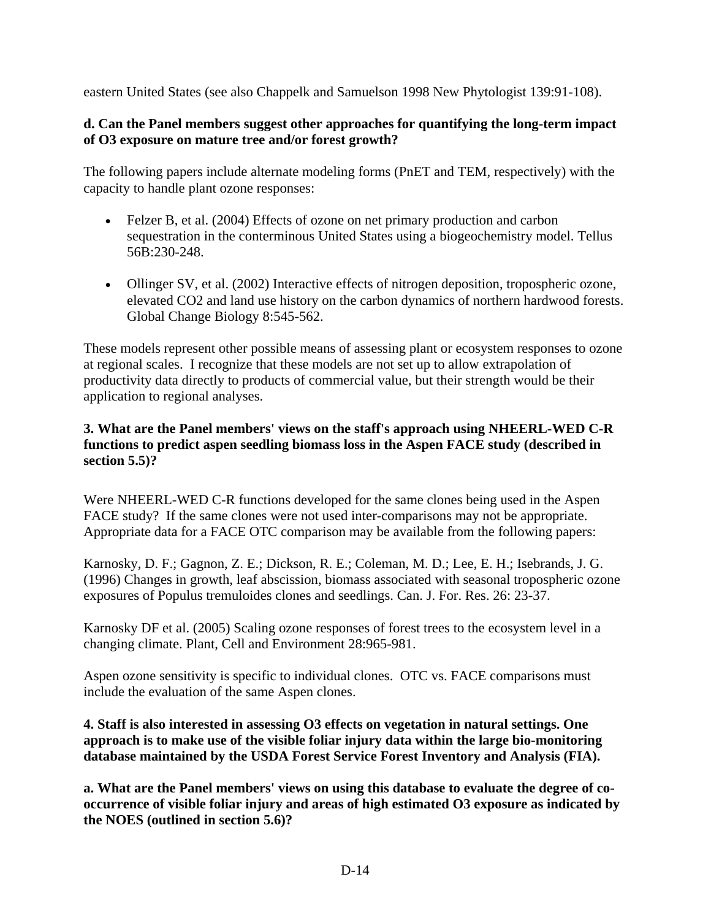eastern United States (see also Chappelk and Samuelson 1998 New Phytologist 139:91-108).

**d. Can the Panel members suggest other approaches for quantifying the long-term impact of O3 exposure on mature tree and/or forest growth?**

The following papers include alternate modeling forms (PnET and TEM, respectively) with the capacity to handle plant ozone responses:

- Felzer B, et al. (2004) Effects of ozone on net primary production and carbon sequestration in the conterminous United States using a biogeochemistry model. Tellus 56B:230-248.

- Ollinger SV, et al. (2002) Interactive effects of nitrogen deposition, tropospheric ozone, elevated CO2 and land use history on the carbon dynamics of northern hardwood forests. Global Change Biology 8:545-562.

These models represent other possible means of assessing plant or ecosystem responses to ozone at regional scales. I recognize that these models are not set up to allow extrapolation of productivity data directly to products of commercial value, but their strength would be their application to regional analyses.

**3. What are the Panel members' views on the staff's approach using NHEERL-WED C-R functions to predict aspen seedling biomass loss in the Aspen FACE study (described in section 5.5)?**

Were NHEERL-WED C-R functions developed for the same clones being used in the Aspen FACE study? If the same clones were not used inter-comparisons may not be appropriate. Appropriate data for a FACE OTC comparison may be available from the following papers:

Karnosky, D. F.; Gagnon, Z. E.; Dickson, R. E.; Coleman, M. D.; Lee, E. H.; Isebrands, J. G. (1996) Changes in growth, leaf abscission, biomass associated with seasonal tropospheric ozone exposures of Populus tremuloides clones and seedlings. Can. J. For. Res. 26: 23-37.

Karnosky DF et al. (2005) Scaling ozone responses of forest trees to the ecosystem level in a changing climate. Plant, Cell and Environment 28:965-981.

Aspen ozone sensitivity is specific to individual clones. OTC vs. FACE comparisons must include the evaluation of the same Aspen clones.

**4. Staff is also interested in assessing O3 effects on vegetation in natural settings. One approach is to make use of the visible foliar injury data within the large bio-monitoring database maintained by the USDA Forest Service Forest Inventory and Analysis (FIA).**

**a. What are the Panel members' views on using this database to evaluate the degree of co-occurrence of visible foliar injury and areas of high estimated O3 exposure as indicated by the NOES (outlined in section 5.6)?**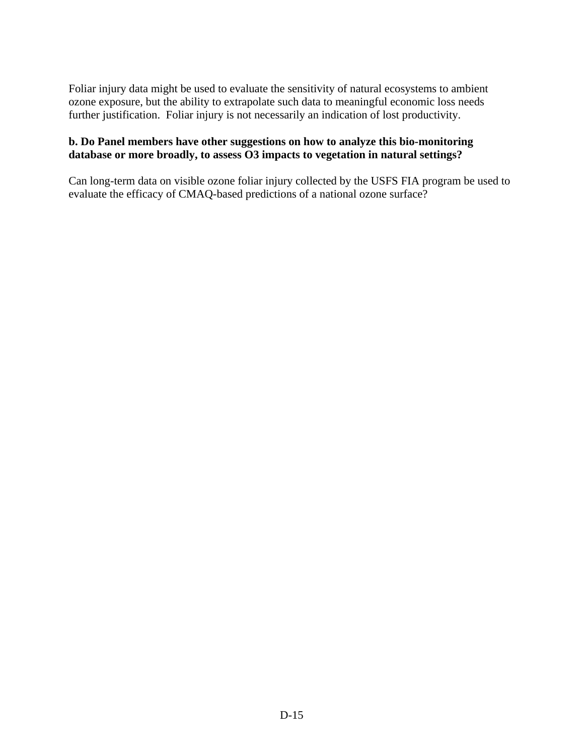Foliar injury data might be used to evaluate the sensitivity of natural ecosystems to ambient ozone exposure, but the ability to extrapolate such data to meaningful economic loss needs further justification. Foliar injury is not necessarily an indication of lost productivity.

**b. Do Panel members have other suggestions on how to analyze this bio-monitoring database or more broadly, to assess O3 impacts to vegetation in natural settings?**

Can long-term data on visible ozone foliar injury collected by the USFS FIA program be used to evaluate the efficacy of CMAQ-based predictions of a national ozone surface?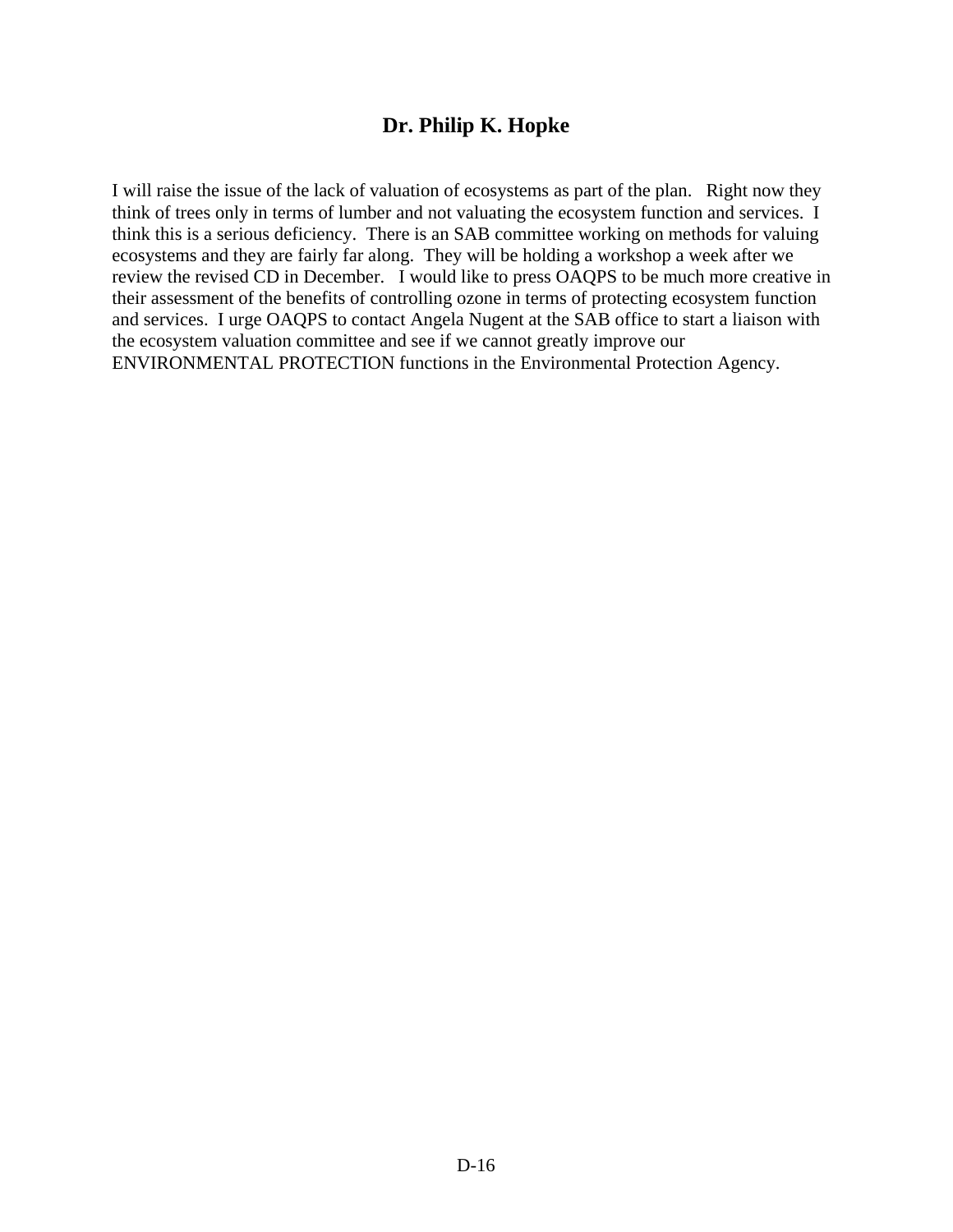## Dr. Philip K. Hopke

I will raise the issue of the lack of valuation of ecosystems as part of the plan. Right now they think of trees only in terms of lumber and not valuating the ecosystem function and services. I think this is a serious deficiency. There is an SAB committee working on methods for valuing ecosystems and they are fairly far along. They will be holding a workshop a week after we review the revised CD in December. I would like to press OAQPS to be much more creative in their assessment of the benefits of controlling ozone in terms of protecting ecosystem function and services. I urge OAQPS to contact Angela Nugent at the SAB office to start a liaison with the ecosystem valuation committee and see if we cannot greatly improve our ENVIRONMENTAL PROTECTION functions in the Environmental Protection Agency.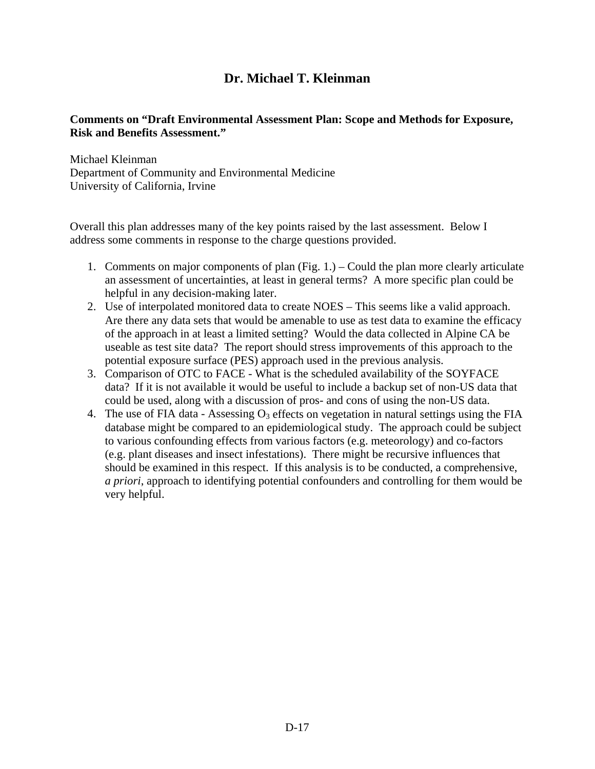# Dr. Michael T. Kleinman

**Comments on "Draft Environmental Assessment Plan: Scope and Methods for Exposure, Risk and Benefits Assessment."**

Michael Kleinman
Department of Community and Environmental Medicine
University of California, Irvine

Overall this plan addresses many of the key points raised by the last assessment. Below I address some comments in response to the charge questions provided.

1. Comments on major components of plan (Fig. 1.) – Could the plan more clearly articulate an assessment of uncertainties, at least in general terms? A more specific plan could be helpful in any decision-making later.
2. Use of interpolated monitored data to create NOES – This seems like a valid approach. Are there any data sets that would be amenable to use as test data to examine the efficacy of the approach in at least a limited setting? Would the data collected in Alpine CA be useable as test site data? The report should stress improvements of this approach to the potential exposure surface (PES) approach used in the previous analysis.
3. Comparison of OTC to FACE - What is the scheduled availability of the SOYFACE data? If it is not available it would be useful to include a backup set of non-US data that could be used, along with a discussion of pros- and cons of using the non-US data.
4. The use of FIA data - Assessing $O_3$ effects on vegetation in natural settings using the FIA database might be compared to an epidemiological study. The approach could be subject to various confounding effects from various factors (e.g. meteorology) and co-factors (e.g. plant diseases and insect infestations). There might be recursive influences that should be examined in this respect. If this analysis is to be conducted, a comprehensive, *a priori*, approach to identifying potential confounders and controlling for them would be very helpful.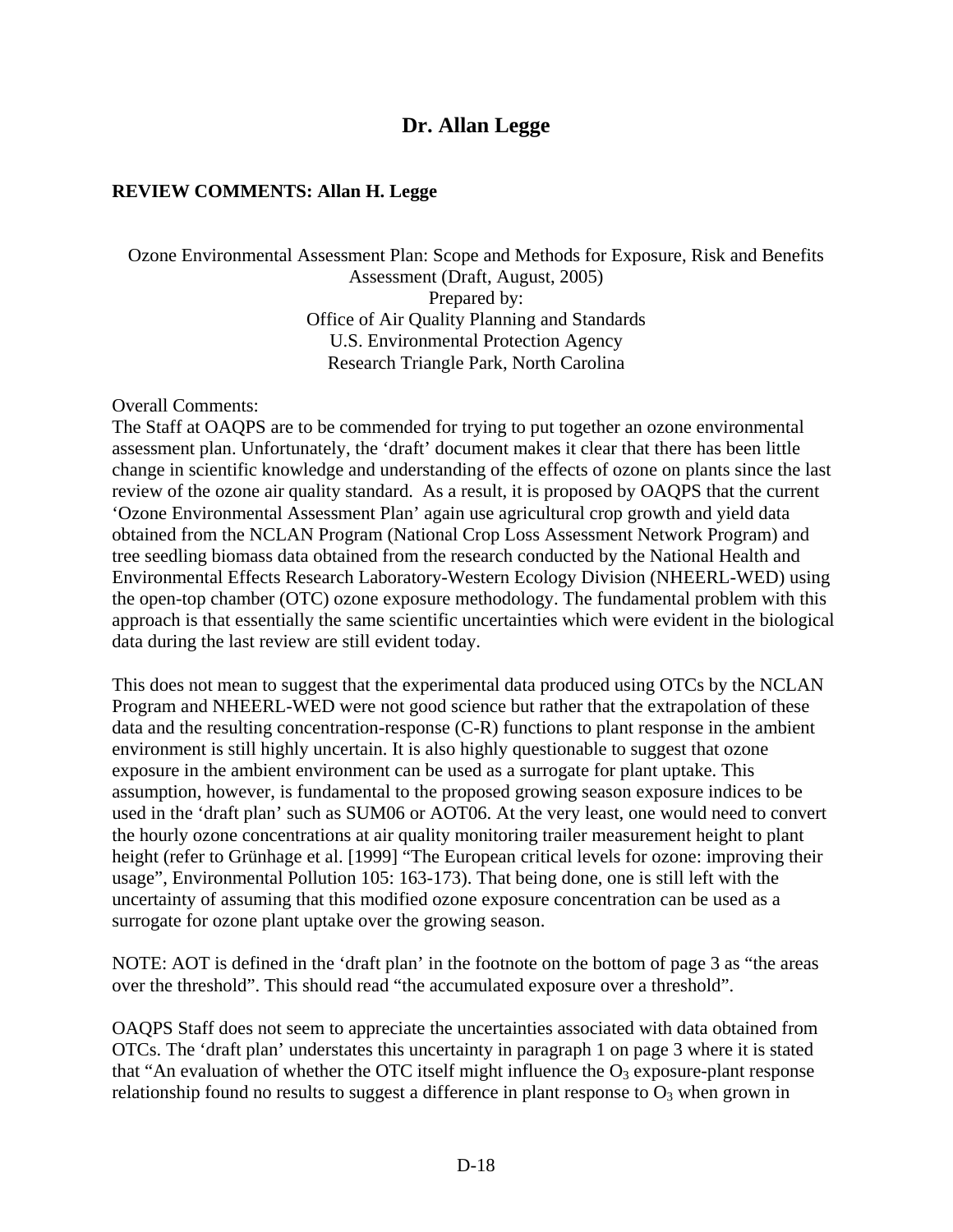# Dr. Allan Legge

**REVIEW COMMENTS: Allan H. Legge**

Ozone Environmental Assessment Plan: Scope and Methods for Exposure, Risk and Benefits Assessment (Draft, August, 2005)
Prepared by:
Office of Air Quality Planning and Standards
U.S. Environmental Protection Agency
Research Triangle Park, North Carolina

Overall Comments:
The Staff at OAQPS are to be commended for trying to put together an ozone environmental assessment plan. Unfortunately, the 'draft' document makes it clear that there has been little change in scientific knowledge and understanding of the effects of ozone on plants since the last review of the ozone air quality standard. As a result, it is proposed by OAQPS that the current 'Ozone Environmental Assessment Plan' again use agricultural crop growth and yield data obtained from the NCLAN Program (National Crop Loss Assessment Network Program) and tree seedling biomass data obtained from the research conducted by the National Health and Environmental Effects Research Laboratory-Western Ecology Division (NHEERL-WED) using the open-top chamber (OTC) ozone exposure methodology. The fundamental problem with this approach is that essentially the same scientific uncertainties which were evident in the biological data during the last review are still evident today.

This does not mean to suggest that the experimental data produced using OTCs by the NCLAN Program and NHEERL-WED were not good science but rather that the extrapolation of these data and the resulting concentration-response (C-R) functions to plant response in the ambient environment is still highly uncertain. It is also highly questionable to suggest that ozone exposure in the ambient environment can be used as a surrogate for plant uptake. This assumption, however, is fundamental to the proposed growing season exposure indices to be used in the 'draft plan' such as SUM06 or AOT06. At the very least, one would need to convert the hourly ozone concentrations at air quality monitoring trailer measurement height to plant height (refer to Grünhage et al. [1999] "The European critical levels for ozone: improving their usage", Environmental Pollution 105: 163-173). That being done, one is still left with the uncertainty of assuming that this modified ozone exposure concentration can be used as a surrogate for ozone plant uptake over the growing season.

NOTE: AOT is defined in the 'draft plan' in the footnote on the bottom of page 3 as "the areas over the threshold". This should read "the accumulated exposure over a threshold".

OAQPS Staff does not seem to appreciate the uncertainties associated with data obtained from OTCs. The 'draft plan' understates this uncertainty in paragraph 1 on page 3 where it is stated that "An evaluation of whether the OTC itself might influence the $O_3$ exposure-plant response relationship found no results to suggest a difference in plant response to $O_3$ when grown in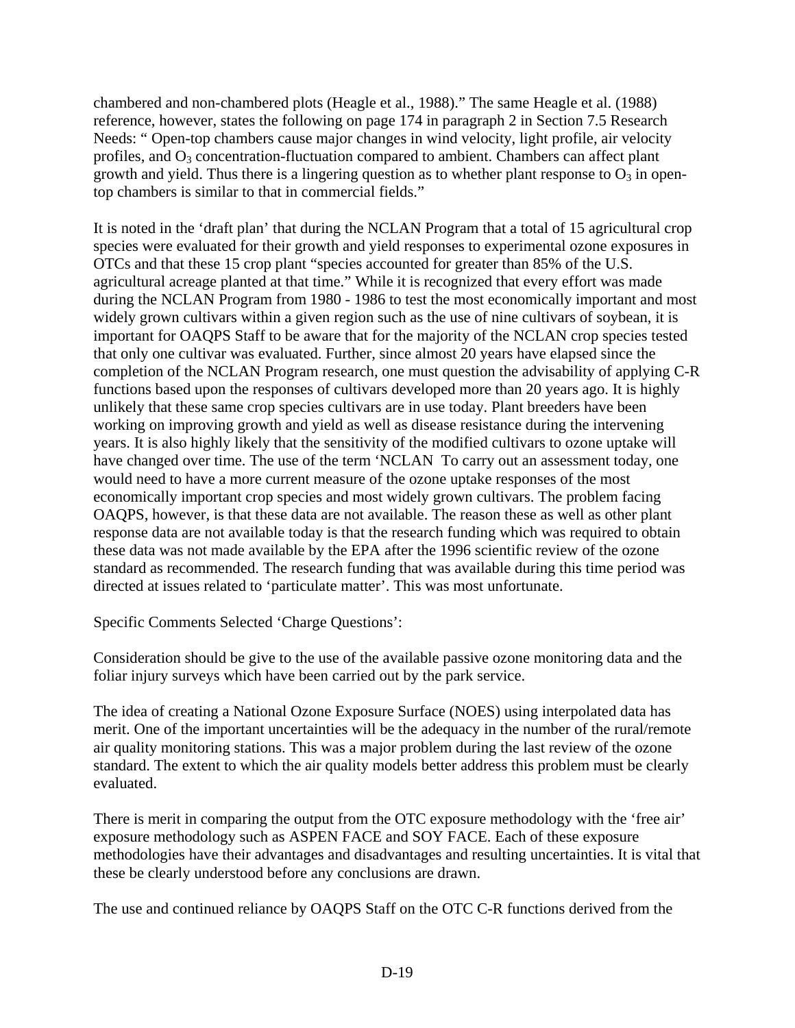chambered and non-chambered plots (Heagle et al., 1988)." The same Heagle et al. (1988) reference, however, states the following on page 174 in paragraph 2 in Section 7.5 Research Needs: " Open-top chambers cause major changes in wind velocity, light profile, air velocity profiles, and $O_3$ concentration-fluctuation compared to ambient. Chambers can affect plant growth and yield. Thus there is a lingering question as to whether plant response to $O_3$ in open-top chambers is similar to that in commercial fields."

It is noted in the 'draft plan' that during the NCLAN Program that a total of 15 agricultural crop species were evaluated for their growth and yield responses to experimental ozone exposures in OTCs and that these 15 crop plant "species accounted for greater than 85% of the U.S. agricultural acreage planted at that time." While it is recognized that every effort was made during the NCLAN Program from 1980 - 1986 to test the most economically important and most widely grown cultivars within a given region such as the use of nine cultivars of soybean, it is important for OAQPS Staff to be aware that for the majority of the NCLAN crop species tested that only one cultivar was evaluated. Further, since almost 20 years have elapsed since the completion of the NCLAN Program research, one must question the advisability of applying C-R functions based upon the responses of cultivars developed more than 20 years ago. It is highly unlikely that these same crop species cultivars are in use today. Plant breeders have been working on improving growth and yield as well as disease resistance during the intervening years. It is also highly likely that the sensitivity of the modified cultivars to ozone uptake will have changed over time. The use of the term 'NCLAN  To carry out an assessment today, one would need to have a more current measure of the ozone uptake responses of the most economically important crop species and most widely grown cultivars. The problem facing OAQPS, however, is that these data are not available. The reason these as well as other plant response data are not available today is that the research funding which was required to obtain these data was not made available by the EPA after the 1996 scientific review of the ozone standard as recommended. The research funding that was available during this time period was directed at issues related to 'particulate matter'. This was most unfortunate.

Specific Comments Selected 'Charge Questions':

Consideration should be give to the use of the available passive ozone monitoring data and the foliar injury surveys which have been carried out by the park service.

The idea of creating a National Ozone Exposure Surface (NOES) using interpolated data has merit. One of the important uncertainties will be the adequacy in the number of the rural/remote air quality monitoring stations. This was a major problem during the last review of the ozone standard. The extent to which the air quality models better address this problem must be clearly evaluated.

There is merit in comparing the output from the OTC exposure methodology with the 'free air' exposure methodology such as ASPEN FACE and SOY FACE. Each of these exposure methodologies have their advantages and disadvantages and resulting uncertainties. It is vital that these be clearly understood before any conclusions are drawn.

The use and continued reliance by OAQPS Staff on the OTC C-R functions derived from the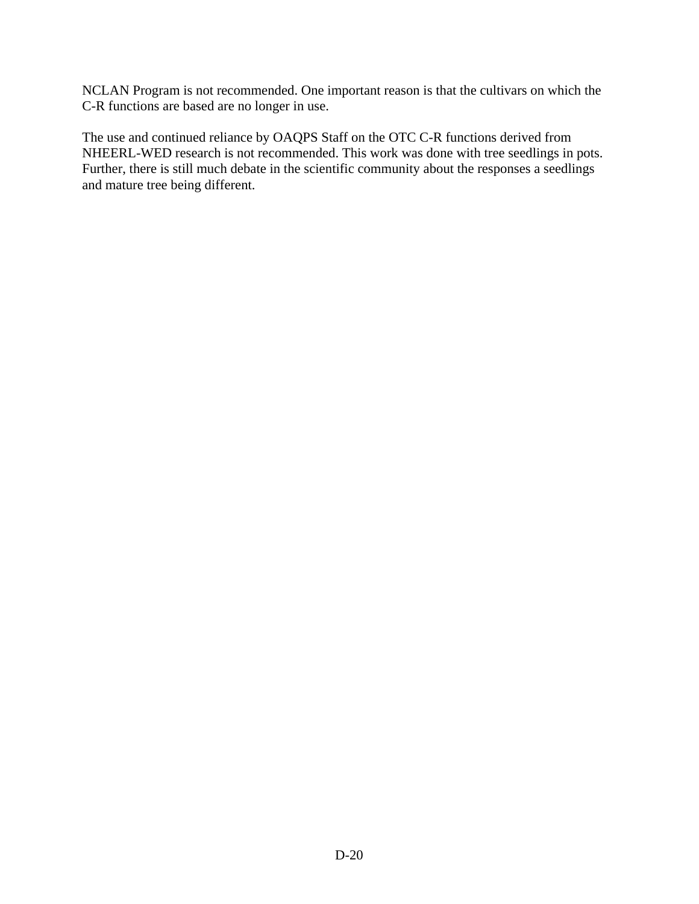NCLAN Program is not recommended. One important reason is that the cultivars on which the C-R functions are based are no longer in use.

The use and continued reliance by OAQPS Staff on the OTC C-R functions derived from NHEERL-WED research is not recommended. This work was done with tree seedlings in pots. Further, there is still much debate in the scientific community about the responses a seedlings and mature tree being different.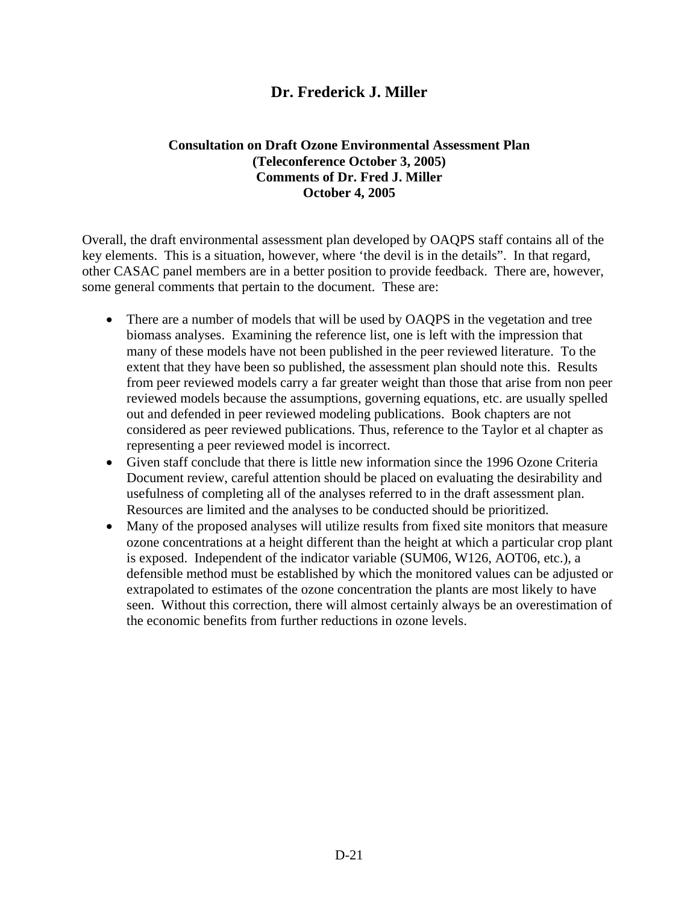# Dr. Frederick J. Miller

**Consultation on Draft Ozone Environmental Assessment Plan**
**(Teleconference October 3, 2005)**
**Comments of Dr. Fred J. Miller**
**October 4, 2005**

Overall, the draft environmental assessment plan developed by OAQPS staff contains all of the key elements. This is a situation, however, where 'the devil is in the details". In that regard, other CASAC panel members are in a better position to provide feedback. There are, however, some general comments that pertain to the document. These are:

- There are a number of models that will be used by OAQPS in the vegetation and tree biomass analyses. Examining the reference list, one is left with the impression that many of these models have not been published in the peer reviewed literature. To the extent that they have been so published, the assessment plan should note this. Results from peer reviewed models carry a far greater weight than those that arise from non peer reviewed models because the assumptions, governing equations, etc. are usually spelled out and defended in peer reviewed modeling publications. Book chapters are not considered as peer reviewed publications. Thus, reference to the Taylor et al chapter as representing a peer reviewed model is incorrect.
- Given staff conclude that there is little new information since the 1996 Ozone Criteria Document review, careful attention should be placed on evaluating the desirability and usefulness of completing all of the analyses referred to in the draft assessment plan. Resources are limited and the analyses to be conducted should be prioritized.
- Many of the proposed analyses will utilize results from fixed site monitors that measure ozone concentrations at a height different than the height at which a particular crop plant is exposed. Independent of the indicator variable (SUM06, W126, AOT06, etc.), a defensible method must be established by which the monitored values can be adjusted or extrapolated to estimates of the ozone concentration the plants are most likely to have seen. Without this correction, there will almost certainly always be an overestimation of the economic benefits from further reductions in ozone levels.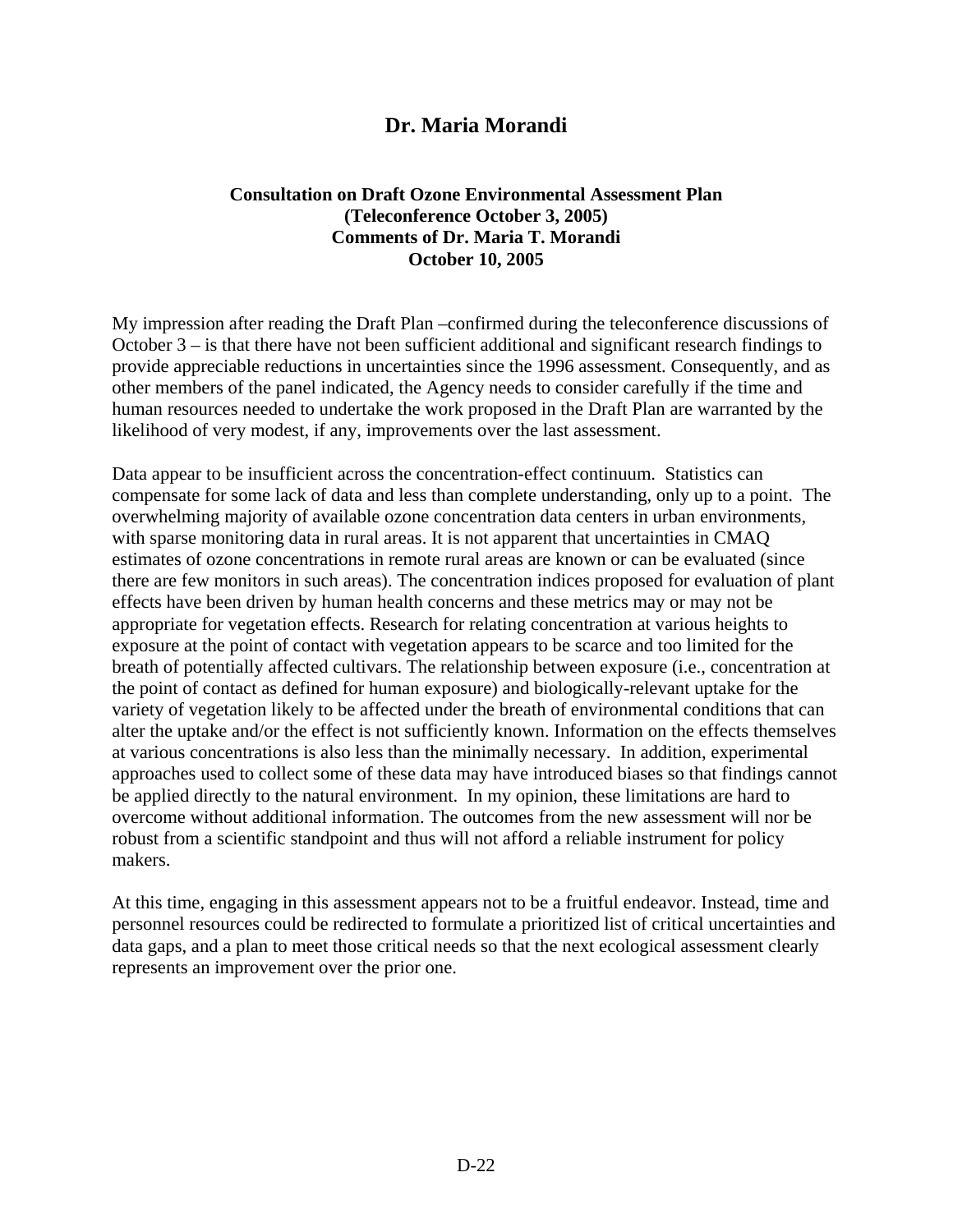## Dr. Maria Morandi

**Consultation on Draft Ozone Environmental Assessment Plan**
**(Teleconference October 3, 2005)**
**Comments of Dr. Maria T. Morandi**
**October 10, 2005**

My impression after reading the Draft Plan –confirmed during the teleconference discussions of October 3 – is that there have not been sufficient additional and significant research findings to provide appreciable reductions in uncertainties since the 1996 assessment. Consequently, and as other members of the panel indicated, the Agency needs to consider carefully if the time and human resources needed to undertake the work proposed in the Draft Plan are warranted by the likelihood of very modest, if any, improvements over the last assessment.

Data appear to be insufficient across the concentration-effect continuum. Statistics can compensate for some lack of data and less than complete understanding, only up to a point. The overwhelming majority of available ozone concentration data centers in urban environments, with sparse monitoring data in rural areas. It is not apparent that uncertainties in CMAQ estimates of ozone concentrations in remote rural areas are known or can be evaluated (since there are few monitors in such areas). The concentration indices proposed for evaluation of plant effects have been driven by human health concerns and these metrics may or may not be appropriate for vegetation effects. Research for relating concentration at various heights to exposure at the point of contact with vegetation appears to be scarce and too limited for the breath of potentially affected cultivars. The relationship between exposure (i.e., concentration at the point of contact as defined for human exposure) and biologically-relevant uptake for the variety of vegetation likely to be affected under the breath of environmental conditions that can alter the uptake and/or the effect is not sufficiently known. Information on the effects themselves at various concentrations is also less than the minimally necessary. In addition, experimental approaches used to collect some of these data may have introduced biases so that findings cannot be applied directly to the natural environment. In my opinion, these limitations are hard to overcome without additional information. The outcomes from the new assessment will nor be robust from a scientific standpoint and thus will not afford a reliable instrument for policy makers.

At this time, engaging in this assessment appears not to be a fruitful endeavor. Instead, time and personnel resources could be redirected to formulate a prioritized list of critical uncertainties and data gaps, and a plan to meet those critical needs so that the next ecological assessment clearly represents an improvement over the prior one.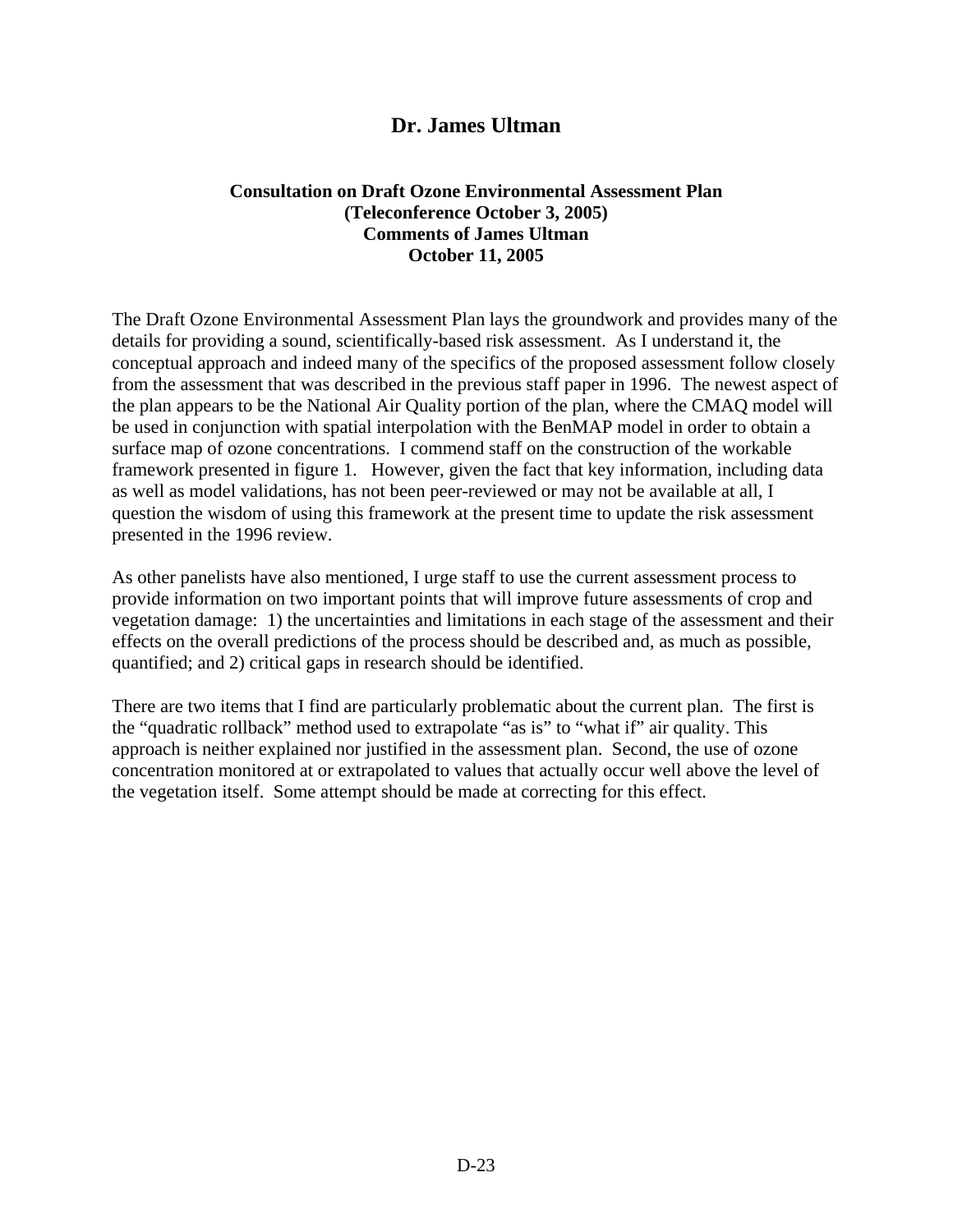# Dr. James Ultman

**Consultation on Draft Ozone Environmental Assessment Plan**
**(Teleconference October 3, 2005)**
**Comments of James Ultman**
**October 11, 2005**

The Draft Ozone Environmental Assessment Plan lays the groundwork and provides many of the details for providing a sound, scientifically-based risk assessment. As I understand it, the conceptual approach and indeed many of the specifics of the proposed assessment follow closely from the assessment that was described in the previous staff paper in 1996. The newest aspect of the plan appears to be the National Air Quality portion of the plan, where the CMAQ model will be used in conjunction with spatial interpolation with the BenMAP model in order to obtain a surface map of ozone concentrations. I commend staff on the construction of the workable framework presented in figure 1. However, given the fact that key information, including data as well as model validations, has not been peer-reviewed or may not be available at all, I question the wisdom of using this framework at the present time to update the risk assessment presented in the 1996 review.

As other panelists have also mentioned, I urge staff to use the current assessment process to provide information on two important points that will improve future assessments of crop and vegetation damage: 1) the uncertainties and limitations in each stage of the assessment and their effects on the overall predictions of the process should be described and, as much as possible, quantified; and 2) critical gaps in research should be identified.

There are two items that I find are particularly problematic about the current plan. The first is the "quadratic rollback" method used to extrapolate "as is" to "what if" air quality. This approach is neither explained nor justified in the assessment plan. Second, the use of ozone concentration monitored at or extrapolated to values that actually occur well above the level of the vegetation itself. Some attempt should be made at correcting for this effect.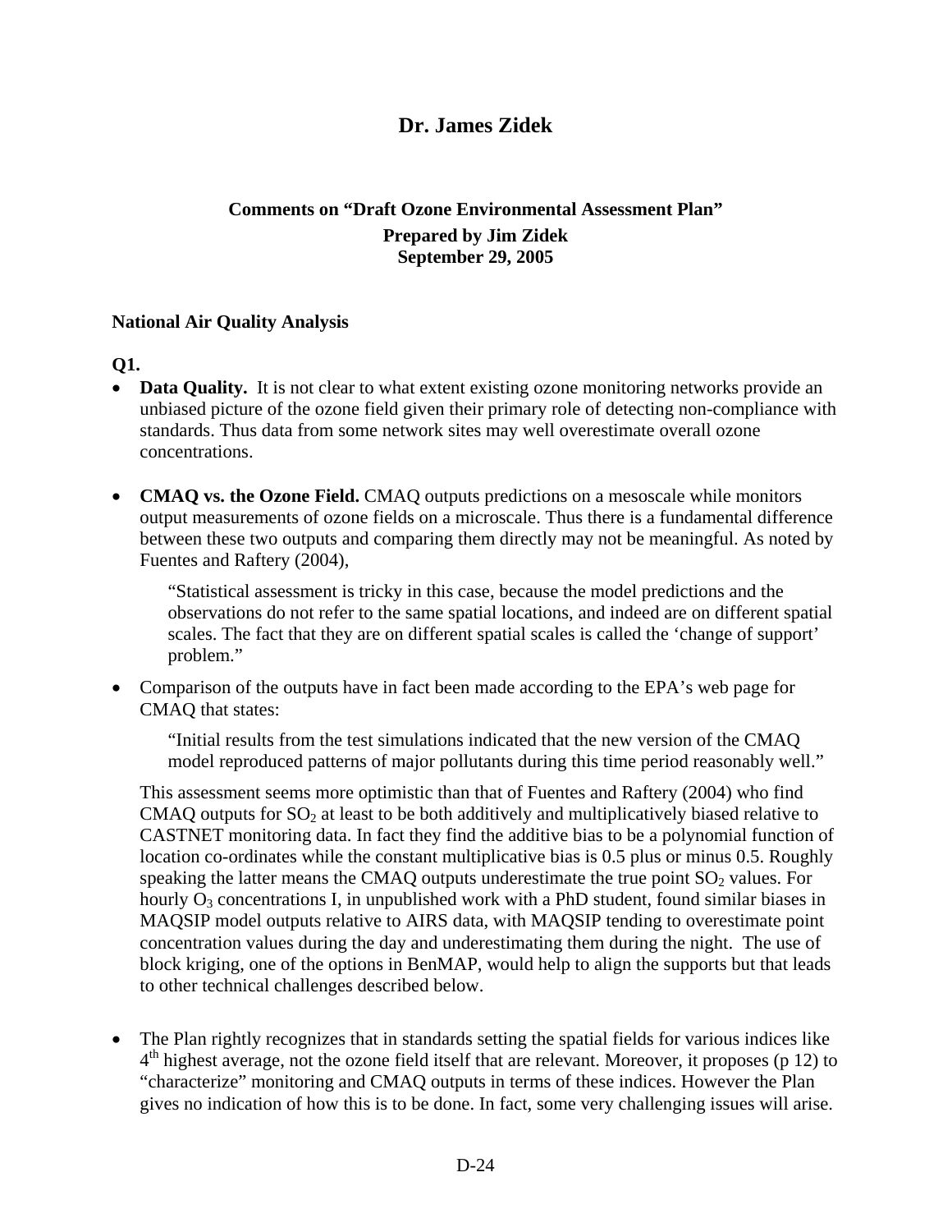# Dr. James Zidek

### Comments on "Draft Ozone Environmental Assessment Plan"

**Prepared by Jim Zidek**
**September 29, 2005**

**National Air Quality Analysis**

**Q1.**

- **Data Quality.** It is not clear to what extent existing ozone monitoring networks provide an unbiased picture of the ozone field given their primary role of detecting non-compliance with standards. Thus data from some network sites may well overestimate overall ozone concentrations.

- **CMAQ vs. the Ozone Field.** CMAQ outputs predictions on a mesoscale while monitors output measurements of ozone fields on a microscale. Thus there is a fundamental difference between these two outputs and comparing them directly may not be meaningful. As noted by Fuentes and Raftery (2004),

  > "Statistical assessment is tricky in this case, because the model predictions and the observations do not refer to the same spatial locations, and indeed are on different spatial scales. The fact that they are on different spatial scales is called the 'change of support' problem."

- Comparison of the outputs have in fact been made according to the EPA's web page for CMAQ that states:

  > "Initial results from the test simulations indicated that the new version of the CMAQ model reproduced patterns of major pollutants during this time period reasonably well."

  This assessment seems more optimistic than that of Fuentes and Raftery (2004) who find CMAQ outputs for $SO_2$ at least to be both additively and multiplicatively biased relative to CASTNET monitoring data. In fact they find the additive bias to be a polynomial function of location co-ordinates while the constant multiplicative bias is 0.5 plus or minus 0.5. Roughly speaking the latter means the CMAQ outputs underestimate the true point $SO_2$ values. For hourly $O_3$ concentrations I, in unpublished work with a PhD student, found similar biases in MAQSIP model outputs relative to AIRS data, with MAQSIP tending to overestimate point concentration values during the day and underestimating them during the night. The use of block kriging, one of the options in BenMAP, would help to align the supports but that leads to other technical challenges described below.

- The Plan rightly recognizes that in standards setting the spatial fields for various indices like 4th highest average, not the ozone field itself that are relevant. Moreover, it proposes (p 12) to "characterize" monitoring and CMAQ outputs in terms of these indices. However the Plan gives no indication of how this is to be done. In fact, some very challenging issues will arise.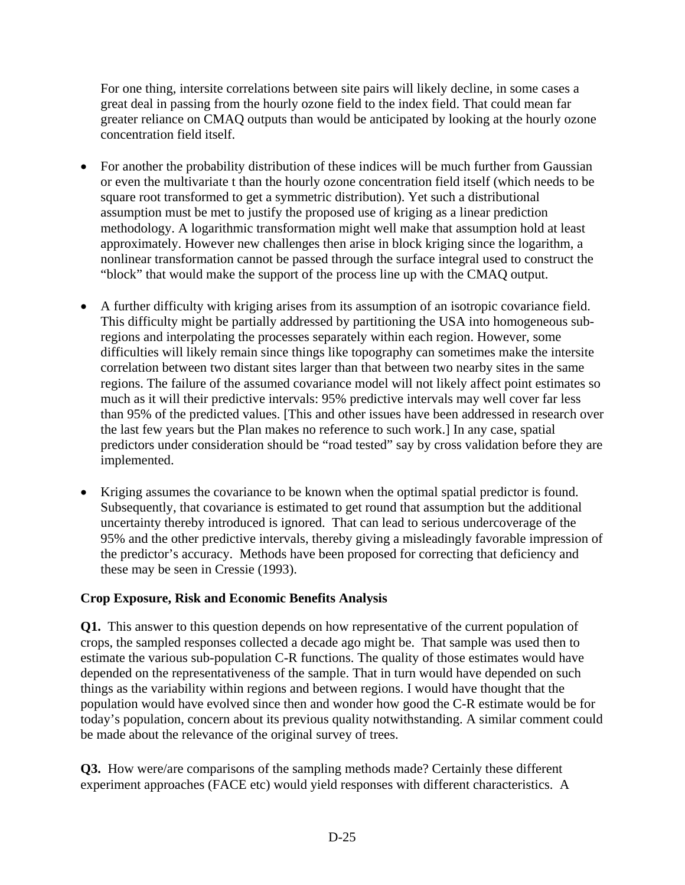For one thing, intersite correlations between site pairs will likely decline, in some cases a great deal in passing from the hourly ozone field to the index field. That could mean far greater reliance on CMAQ outputs than would be anticipated by looking at the hourly ozone concentration field itself.

- For another the probability distribution of these indices will be much further from Gaussian or even the multivariate t than the hourly ozone concentration field itself (which needs to be square root transformed to get a symmetric distribution). Yet such a distributional assumption must be met to justify the proposed use of kriging as a linear prediction methodology. A logarithmic transformation might well make that assumption hold at least approximately. However new challenges then arise in block kriging since the logarithm, a nonlinear transformation cannot be passed through the surface integral used to construct the "block" that would make the support of the process line up with the CMAQ output.

- A further difficulty with kriging arises from its assumption of an isotropic covariance field. This difficulty might be partially addressed by partitioning the USA into homogeneous sub-regions and interpolating the processes separately within each region. However, some difficulties will likely remain since things like topography can sometimes make the intersite correlation between two distant sites larger than that between two nearby sites in the same regions. The failure of the assumed covariance model will not likely affect point estimates so much as it will their predictive intervals: 95% predictive intervals may well cover far less than 95% of the predicted values. [This and other issues have been addressed in research over the last few years but the Plan makes no reference to such work.] In any case, spatial predictors under consideration should be "road tested" say by cross validation before they are implemented.

- Kriging assumes the covariance to be known when the optimal spatial predictor is found. Subsequently, that covariance is estimated to get round that assumption but the additional uncertainty thereby introduced is ignored. That can lead to serious undercoverage of the 95% and the other predictive intervals, thereby giving a misleadingly favorable impression of the predictor's accuracy. Methods have been proposed for correcting that deficiency and these may be seen in Cressie (1993).

**Crop Exposure, Risk and Economic Benefits Analysis**

**Q1.** This answer to this question depends on how representative of the current population of crops, the sampled responses collected a decade ago might be. That sample was used then to estimate the various sub-population C-R functions. The quality of those estimates would have depended on the representativeness of the sample. That in turn would have depended on such things as the variability within regions and between regions. I would have thought that the population would have evolved since then and wonder how good the C-R estimate would be for today's population, concern about its previous quality notwithstanding. A similar comment could be made about the relevance of the original survey of trees.

**Q3.** How were/are comparisons of the sampling methods made? Certainly these different experiment approaches (FACE etc) would yield responses with different characteristics. A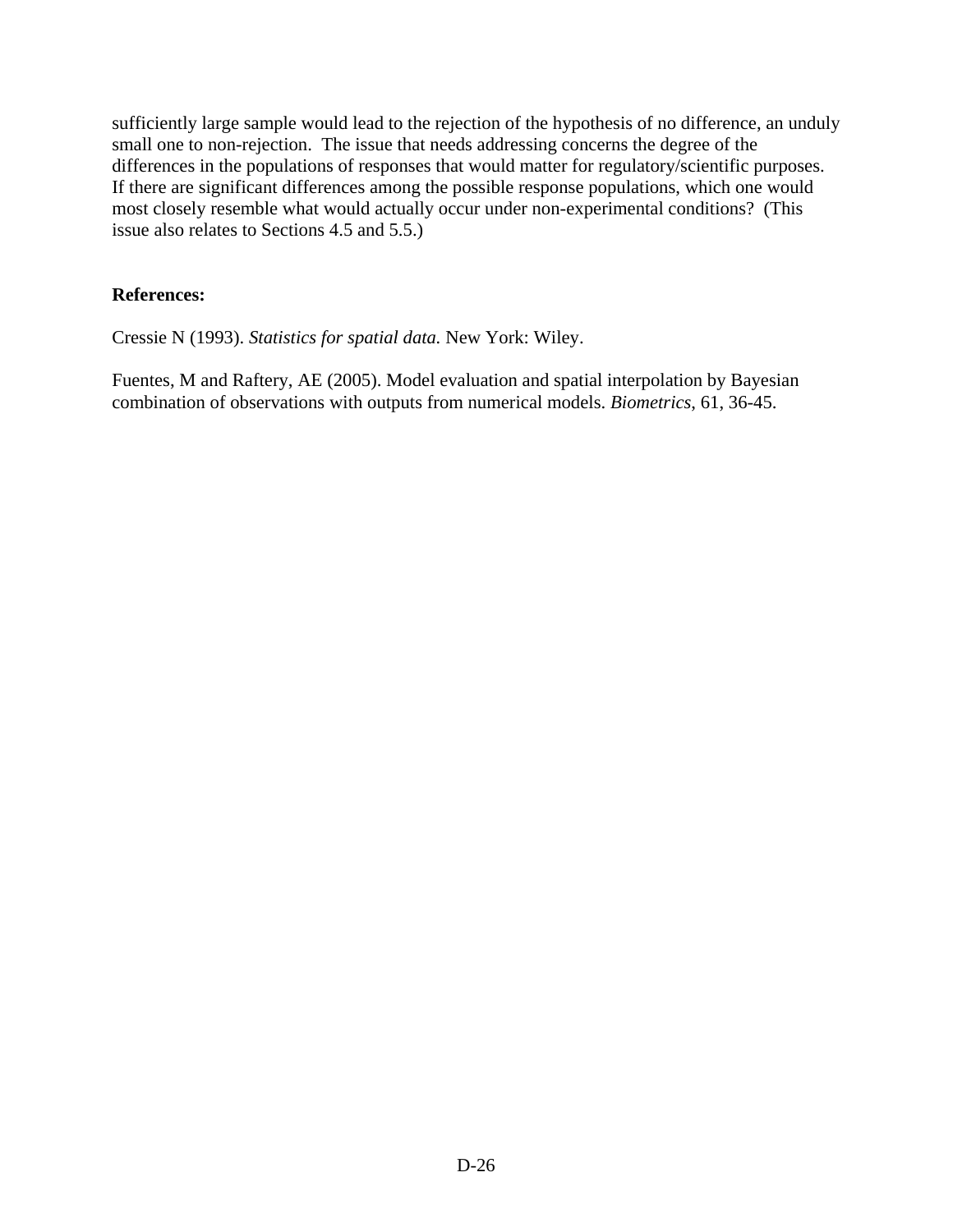sufficiently large sample would lead to the rejection of the hypothesis of no difference, an unduly small one to non-rejection. The issue that needs addressing concerns the degree of the differences in the populations of responses that would matter for regulatory/scientific purposes. If there are significant differences among the possible response populations, which one would most closely resemble what would actually occur under non-experimental conditions? (This issue also relates to Sections 4.5 and 5.5.)

**References:**

Cressie N (1993). *Statistics for spatial data.* New York: Wiley.

Fuentes, M and Raftery, AE (2005). Model evaluation and spatial interpolation by Bayesian combination of observations with outputs from numerical models. *Biometrics*, 61, 36-45.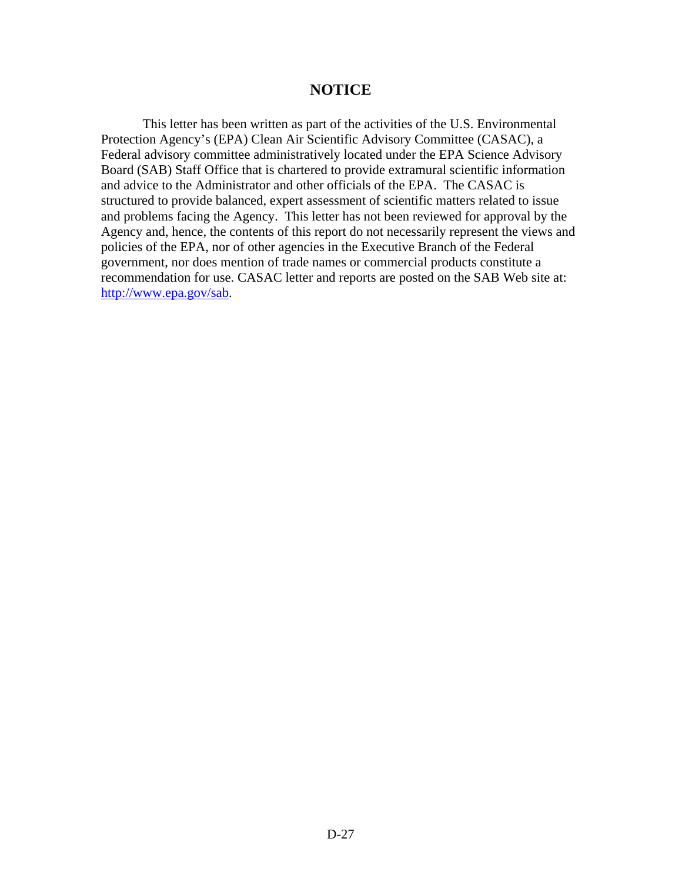# NOTICE

This letter has been written as part of the activities of the U.S. Environmental Protection Agency's (EPA) Clean Air Scientific Advisory Committee (CASAC), a Federal advisory committee administratively located under the EPA Science Advisory Board (SAB) Staff Office that is chartered to provide extramural scientific information and advice to the Administrator and other officials of the EPA. The CASAC is structured to provide balanced, expert assessment of scientific matters related to issue and problems facing the Agency. This letter has not been reviewed for approval by the Agency and, hence, the contents of this report do not necessarily represent the views and policies of the EPA, nor of other agencies in the Executive Branch of the Federal government, nor does mention of trade names or commercial products constitute a recommendation for use. CASAC letter and reports are posted on the SAB Web site at: http://www.epa.gov/sab.